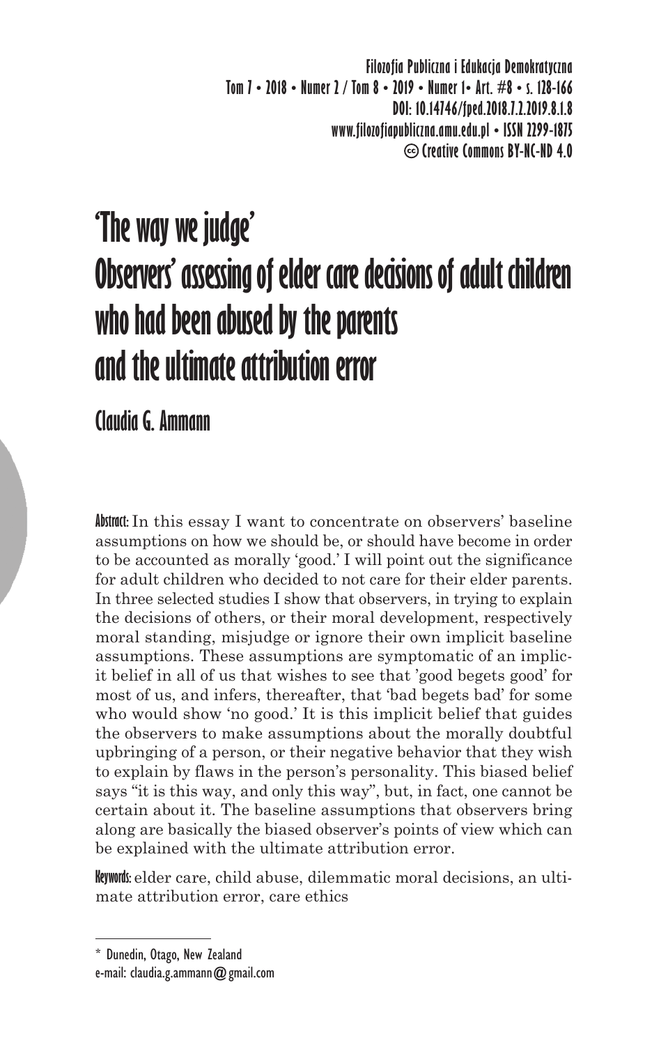# 'The way we judge'
# Observers' assessing of elder care decisions of adult children who had been abused by the parents and the ultimate attribution error

**Claudia G. Ammann**

**Abstract:** In this essay I want to concentrate on observers' baseline assumptions on how we should be, or should have become in order to be accounted as morally 'good.' I will point out the significance for adult children who decided to not care for their elder parents. In three selected studies I show that observers, in trying to explain the decisions of others, or their moral development, respectively moral standing, misjudge or ignore their own implicit baseline assumptions. These assumptions are symptomatic of an implicit belief in all of us that wishes to see that 'good begets good' for most of us, and infers, thereafter, that 'bad begets bad' for some who would show 'no good.' It is this implicit belief that guides the observers to make assumptions about the morally doubtful upbringing of a person, or their negative behavior that they wish to explain by flaws in the person's personality. This biased belief says "it is this way, and only this way", but, in fact, one cannot be certain about it. The baseline assumptions that observers bring along are basically the biased observer's points of view which can be explained with the ultimate attribution error.

**Keywords:** elder care, child abuse, dilemmatic moral decisions, an ultimate attribution error, care ethics

---

\* Dunedin, Otago, New Zealand
e-mail: claudia.g.ammann@gmail.com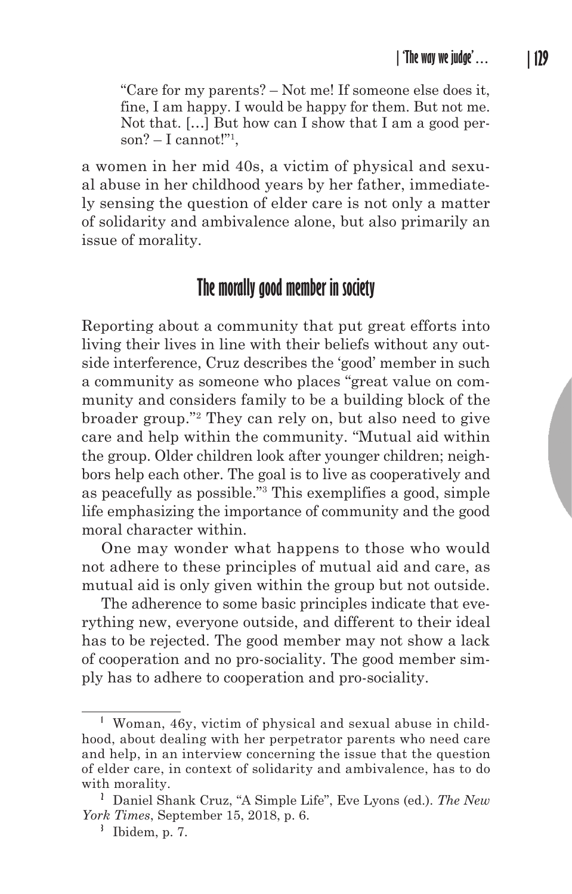"Care for my parents? – Not me! If someone else does it, fine, I am happy. I would be happy for them. But not me. Not that. […] But how can I show that I am a good person? – I cannot!"[1],

a women in her mid 40s, a victim of physical and sexual abuse in her childhood years by her father, immediately sensing the question of elder care is not only a matter of solidarity and ambivalence alone, but also primarily an issue of morality.

## The morally good member in society

Reporting about a community that put great efforts into living their lives in line with their beliefs without any outside interference, Cruz describes the 'good' member in such a community as someone who places "great value on community and considers family to be a building block of the broader group."[2] They can rely on, but also need to give care and help within the community. "Mutual aid within the group. Older children look after younger children; neighbors help each other. The goal is to live as cooperatively and as peacefully as possible."[3] This exemplifies a good, simple life emphasizing the importance of community and the good moral character within.

One may wonder what happens to those who would not adhere to these principles of mutual aid and care, as mutual aid is only given within the group but not outside.

The adherence to some basic principles indicate that everything new, everyone outside, and different to their ideal has to be rejected. The good member may not show a lack of cooperation and no pro-sociality. The good member simply has to adhere to cooperation and pro-sociality.

---

[1] Woman, 46y, victim of physical and sexual abuse in childhood, about dealing with her perpetrator parents who need care and help, in an interview concerning the issue that the question of elder care, in context of solidarity and ambivalence, has to do with morality.

[2] Daniel Shank Cruz, "A Simple Life", Eve Lyons (ed.). *The New York Times*, September 15, 2018, p. 6.

[3] Ibidem, p. 7.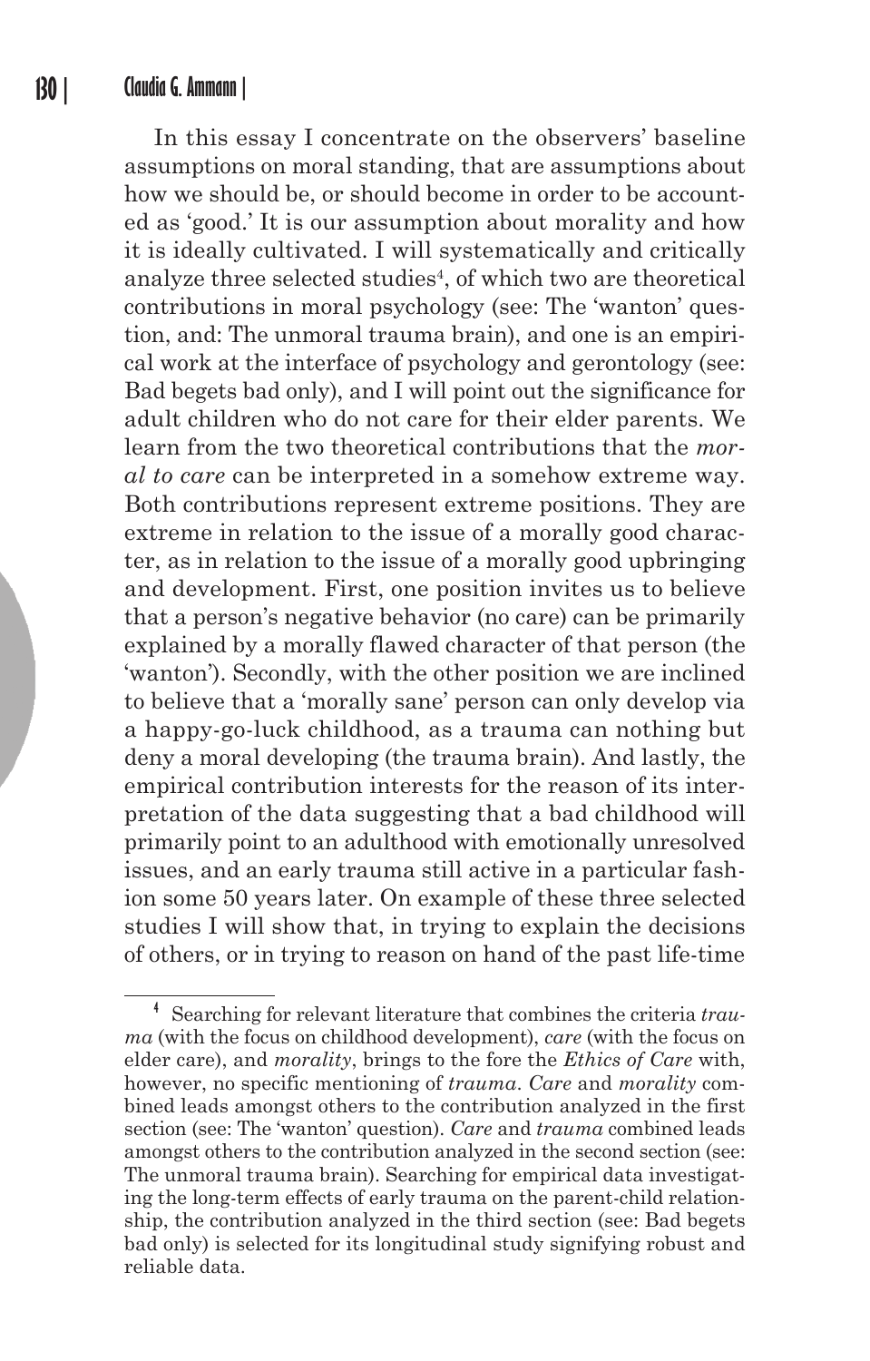In this essay I concentrate on the observers' baseline assumptions on moral standing, that are assumptions about how we should be, or should become in order to be accounted as 'good.' It is our assumption about morality and how it is ideally cultivated. I will systematically and critically analyze three selected studies[4], of which two are theoretical contributions in moral psychology (see: The 'wanton' question, and: The unmoral trauma brain), and one is an empirical work at the interface of psychology and gerontology (see: Bad begets bad only), and I will point out the significance for adult children who do not care for their elder parents. We learn from the two theoretical contributions that the *moral to care* can be interpreted in a somehow extreme way. Both contributions represent extreme positions. They are extreme in relation to the issue of a morally good character, as in relation to the issue of a morally good upbringing and development. First, one position invites us to believe that a person's negative behavior (no care) can be primarily explained by a morally flawed character of that person (the 'wanton'). Secondly, with the other position we are inclined to believe that a 'morally sane' person can only develop via a happy-go-luck childhood, as a trauma can nothing but deny a moral developing (the trauma brain). And lastly, the empirical contribution interests for the reason of its interpretation of the data suggesting that a bad childhood will primarily point to an adulthood with emotionally unresolved issues, and an early trauma still active in a particular fashion some 50 years later. On example of these three selected studies I will show that, in trying to explain the decisions of others, or in trying to reason on hand of the past life-time

---

[4] Searching for relevant literature that combines the criteria *trauma* (with the focus on childhood development), *care* (with the focus on elder care), and *morality*, brings to the fore the *Ethics of Care* with, however, no specific mentioning of *trauma*. *Care* and *morality* combined leads amongst others to the contribution analyzed in the first section (see: The 'wanton' question). *Care* and *trauma* combined leads amongst others to the contribution analyzed in the second section (see: The unmoral trauma brain). Searching for empirical data investigating the long-term effects of early trauma on the parent-child relationship, the contribution analyzed in the third section (see: Bad begets bad only) is selected for its longitudinal study signifying robust and reliable data.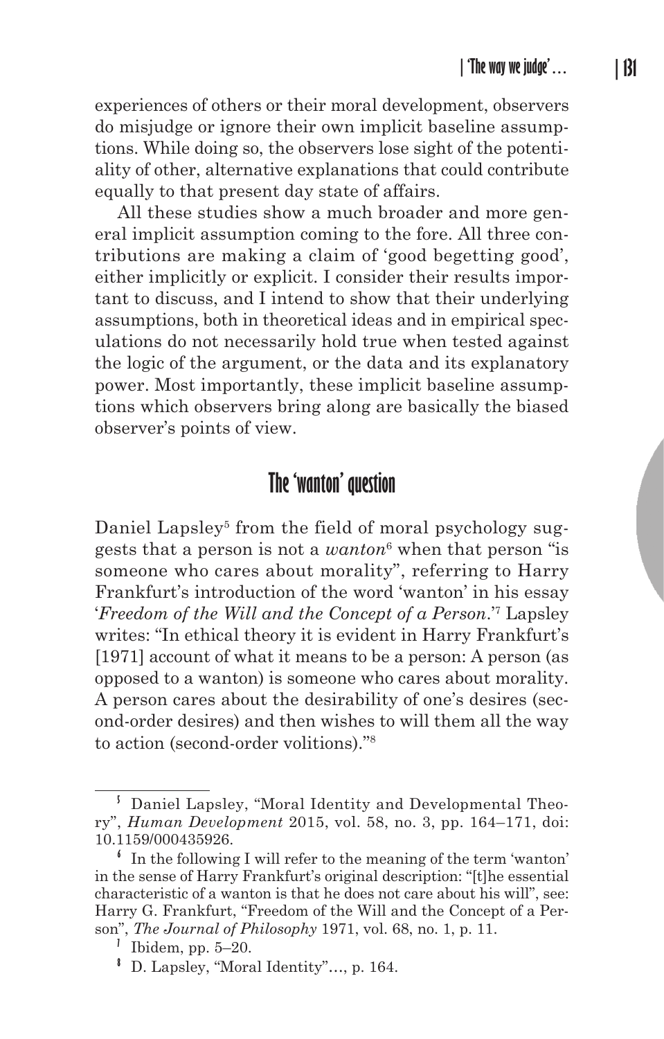experiences of others or their moral development, observers do misjudge or ignore their own implicit baseline assumptions. While doing so, the observers lose sight of the potentiality of other, alternative explanations that could contribute equally to that present day state of affairs.

All these studies show a much broader and more general implicit assumption coming to the fore. All three contributions are making a claim of 'good begetting good', either implicitly or explicit. I consider their results important to discuss, and I intend to show that their underlying assumptions, both in theoretical ideas and in empirical speculations do not necessarily hold true when tested against the logic of the argument, or the data and its explanatory power. Most importantly, these implicit baseline assumptions which observers bring along are basically the biased observer's points of view.

## The 'wanton' question

Daniel Lapsley[5] from the field of moral psychology suggests that a person is not a *wanton*[6] when that person "is someone who cares about morality", referring to Harry Frankfurt's introduction of the word 'wanton' in his essay '*Freedom of the Will and the Concept of a Person*.'[7] Lapsley writes: "In ethical theory it is evident in Harry Frankfurt's [1971] account of what it means to be a person: A person (as opposed to a wanton) is someone who cares about morality. A person cares about the desirability of one's desires (second-order desires) and then wishes to will them all the way to action (second-order volitions)."[8]

---

[5] Daniel Lapsley, "Moral Identity and Developmental Theory", *Human Development* 2015, vol. 58, no. 3, pp. 164–171, doi: 10.1159/000435926.

[6] In the following I will refer to the meaning of the term 'wanton' in the sense of Harry Frankfurt's original description: "[t]he essential characteristic of a wanton is that he does not care about his will", see: Harry G. Frankfurt, "Freedom of the Will and the Concept of a Person", *The Journal of Philosophy* 1971, vol. 68, no. 1, p. 11.

[7] Ibidem, pp. 5–20.

[8] D. Lapsley, "Moral Identity"..., p. 164.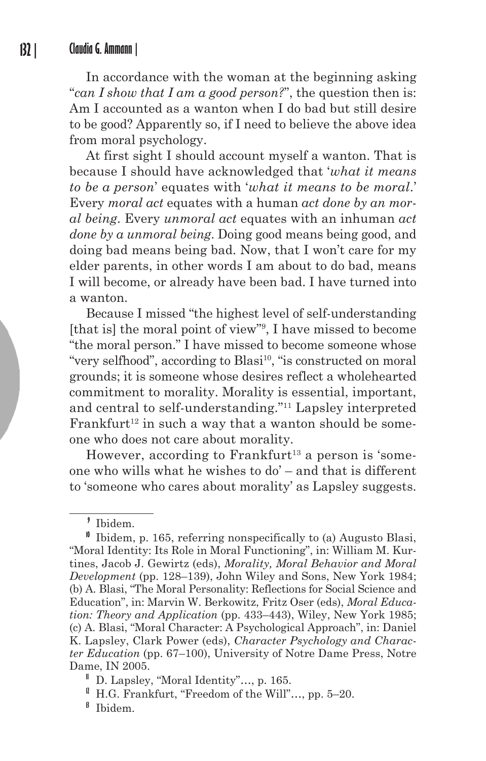In accordance with the woman at the beginning asking "*can I show that I am a good person?*", the question then is: Am I accounted as a wanton when I do bad but still desire to be good? Apparently so, if I need to believe the above idea from moral psychology.

At first sight I should account myself a wanton. That is because I should have acknowledged that '*what it means to be a person*' equates with '*what it means to be moral*.' Every *moral act* equates with a human *act done by an moral being*. Every *unmoral act* equates with an inhuman *act done by a unmoral being*. Doing good means being good, and doing bad means being bad. Now, that I won't care for my elder parents, in other words I am about to do bad, means I will become, or already have been bad. I have turned into a wanton.

Because I missed "the highest level of self-understanding [that is] the moral point of view"[9], I have missed to become "the moral person." I have missed to become someone whose "very selfhood", according to Blasi[10], "is constructed on moral grounds; it is someone whose desires reflect a wholehearted commitment to morality. Morality is essential, important, and central to self-understanding."[11] Lapsley interpreted Frankfurt[12] in such a way that a wanton should be someone who does not care about morality.

However, according to Frankfurt[13] a person is 'someone who wills what he wishes to do' – and that is different to 'someone who cares about morality' as Lapsley suggests.

---

[9] Ibidem.

[10] Ibidem, p. 165, referring nonspecifically to (a) Augusto Blasi, "Moral Identity: Its Role in Moral Functioning", in: William M. Kurtines, Jacob J. Gewirtz (eds), *Morality, Moral Behavior and Moral Development* (pp. 128–139), John Wiley and Sons, New York 1984; (b) A. Blasi, "The Moral Personality: Reflections for Social Science and Education", in: Marvin W. Berkowitz, Fritz Oser (eds), *Moral Education: Theory and Application* (pp. 433–443), Wiley, New York 1985; (c) A. Blasi, "Moral Character: A Psychological Approach", in: Daniel K. Lapsley, Clark Power (eds), *Character Psychology and Character Education* (pp. 67–100), University of Notre Dame Press, Notre Dame, IN 2005.

[11] D. Lapsley, "Moral Identity"..., p. 165.

[12] H.G. Frankfurt, "Freedom of the Will"..., pp. 5–20.

[13] Ibidem.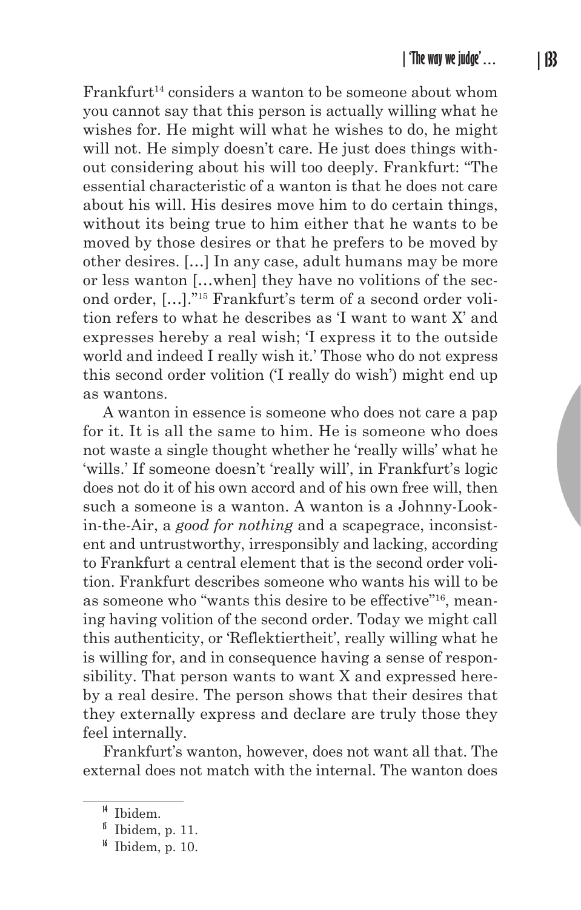Frankfurt[14] considers a wanton to be someone about whom you cannot say that this person is actually willing what he wishes for. He might will what he wishes to do, he might will not. He simply doesn't care. He just does things without considering about his will too deeply. Frankfurt: "The essential characteristic of a wanton is that he does not care about his will. His desires move him to do certain things, without its being true to him either that he wants to be moved by those desires or that he prefers to be moved by other desires. […] In any case, adult humans may be more or less wanton […when] they have no volitions of the second order, […]."[15] Frankfurt's term of a second order volition refers to what he describes as 'I want to want X' and expresses hereby a real wish; 'I express it to the outside world and indeed I really wish it.' Those who do not express this second order volition ('I really do wish') might end up as wantons.

A wanton in essence is someone who does not care a pap for it. It is all the same to him. He is someone who does not waste a single thought whether he 'really wills' what he 'wills.' If someone doesn't 'really will', in Frankfurt's logic does not do it of his own accord and of his own free will, then such a someone is a wanton. A wanton is a Johnny-Look-in-the-Air, a *good for nothing* and a scapegrace, inconsistent and untrustworthy, irresponsibly and lacking, according to Frankfurt a central element that is the second order volition. Frankfurt describes someone who wants his will to be as someone who "wants this desire to be effective"[16], meaning having volition of the second order. Today we might call this authenticity, or 'Reflektiertheit', really willing what he is willing for, and in consequence having a sense of responsibility. That person wants to want X and expressed hereby a real desire. The person shows that their desires that they externally express and declare are truly those they feel internally.

Frankfurt's wanton, however, does not want all that. The external does not match with the internal. The wanton does

---

[14] Ibidem.

[15] Ibidem, p. 11.

[16] Ibidem, p. 10.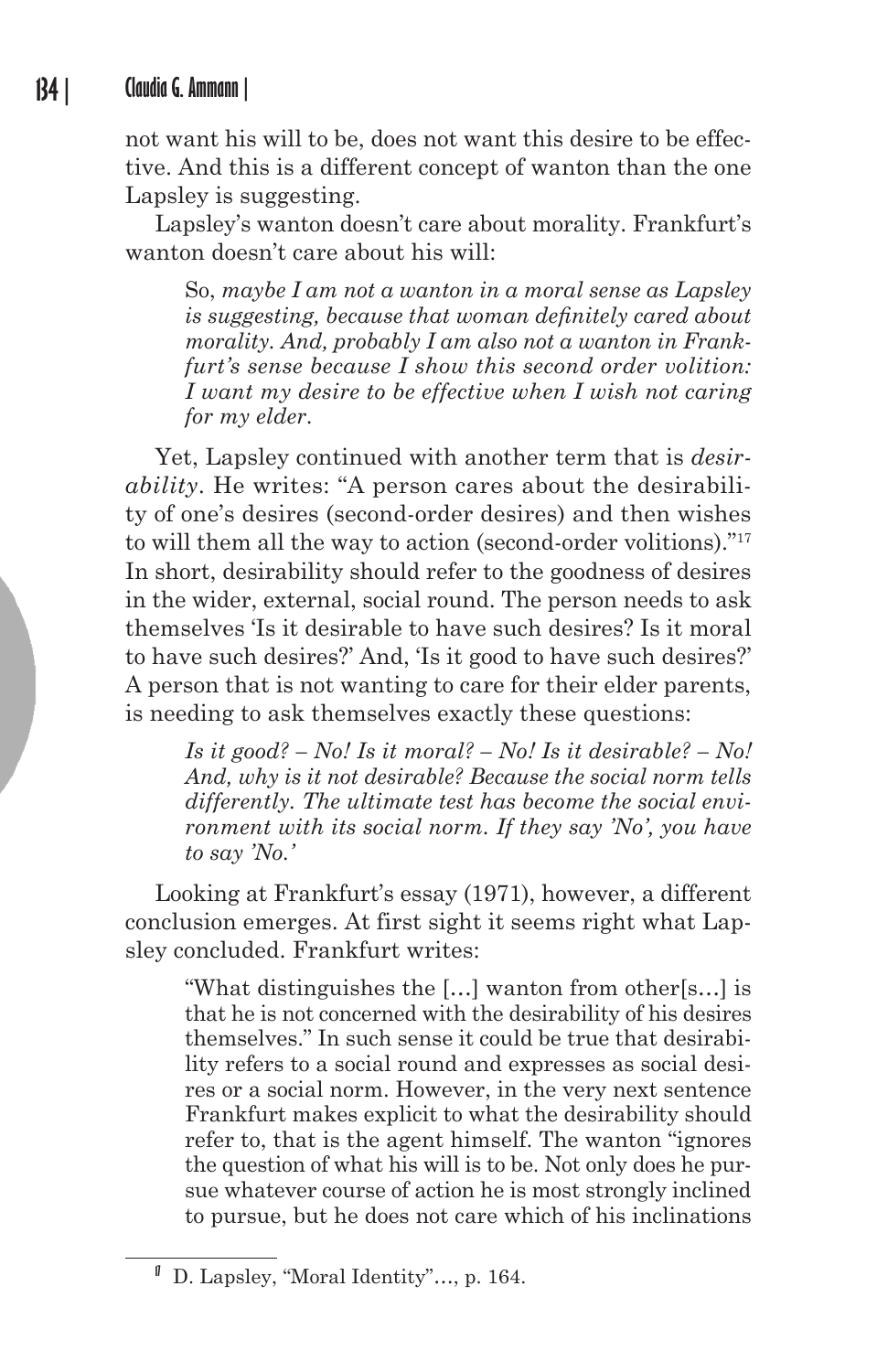not want his will to be, does not want this desire to be effective. And this is a different concept of wanton than the one Lapsley is suggesting.

Lapsley's wanton doesn't care about morality. Frankfurt's wanton doesn't care about his will:

> So, *maybe I am not a wanton in a moral sense as Lapsley is suggesting, because that woman definitely cared about morality. And, probably I am also not a wanton in Frankfurt's sense because I show this second order volition: I want my desire to be effective when I wish not caring for my elder.*

Yet, Lapsley continued with another term that is *desirability*. He writes: "A person cares about the desirability of one's desires (second-order desires) and then wishes to will them all the way to action (second-order volitions)."[17] In short, desirability should refer to the goodness of desires in the wider, external, social round. The person needs to ask themselves 'Is it desirable to have such desires? Is it moral to have such desires?' And, 'Is it good to have such desires?' A person that is not wanting to care for their elder parents, is needing to ask themselves exactly these questions:

> *Is it good? – No! Is it moral? – No! Is it desirable? – No! And, why is it not desirable? Because the social norm tells differently. The ultimate test has become the social environment with its social norm. If they say 'No', you have to say 'No.'*

Looking at Frankfurt's essay (1971), however, a different conclusion emerges. At first sight it seems right what Lapsley concluded. Frankfurt writes:

> "What distinguishes the […] wanton from other[s…] is that he is not concerned with the desirability of his desires themselves." In such sense it could be true that desirability refers to a social round and expresses as social desires or a social norm. However, in the very next sentence Frankfurt makes explicit to what the desirability should refer to, that is the agent himself. The wanton "ignores the question of what his will is to be. Not only does he pursue whatever course of action he is most strongly inclined to pursue, but he does not care which of his inclinations

[17] D. Lapsley, "Moral Identity"…, p. 164.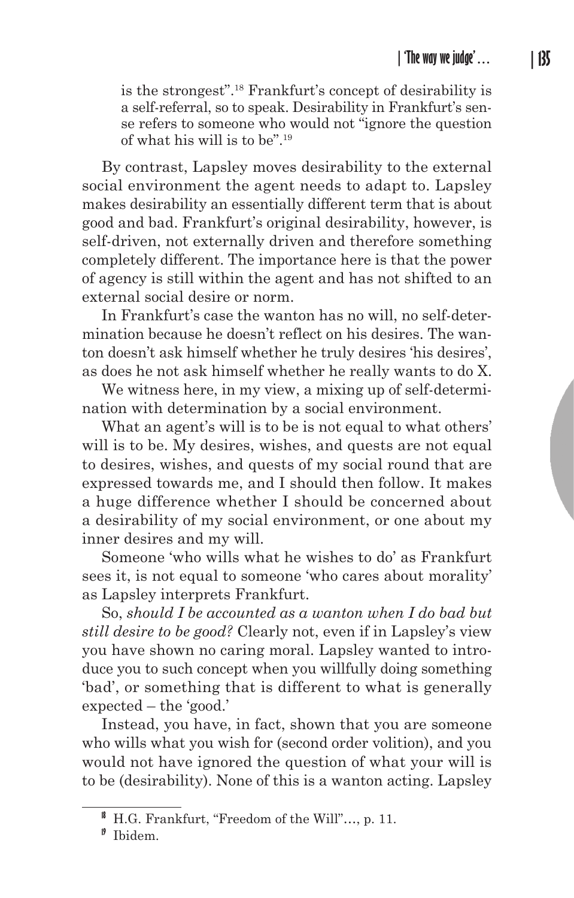is the strongest".[18] Frankfurt's concept of desirability is a self-referral, so to speak. Desirability in Frankfurt's sense refers to someone who would not "ignore the question of what his will is to be".[19]

By contrast, Lapsley moves desirability to the external social environment the agent needs to adapt to. Lapsley makes desirability an essentially different term that is about good and bad. Frankfurt's original desirability, however, is self-driven, not externally driven and therefore something completely different. The importance here is that the power of agency is still within the agent and has not shifted to an external social desire or norm.

In Frankfurt's case the wanton has no will, no self-determination because he doesn't reflect on his desires. The wanton doesn't ask himself whether he truly desires 'his desires', as does he not ask himself whether he really wants to do X.

We witness here, in my view, a mixing up of self-determination with determination by a social environment.

What an agent's will is to be is not equal to what others' will is to be. My desires, wishes, and quests are not equal to desires, wishes, and quests of my social round that are expressed towards me, and I should then follow. It makes a huge difference whether I should be concerned about a desirability of my social environment, or one about my inner desires and my will.

Someone 'who wills what he wishes to do' as Frankfurt sees it, is not equal to someone 'who cares about morality' as Lapsley interprets Frankfurt.

So, *should I be accounted as a wanton when I do bad but still desire to be good?* Clearly not, even if in Lapsley's view you have shown no caring moral. Lapsley wanted to introduce you to such concept when you willfully doing something 'bad', or something that is different to what is generally expected – the 'good.'

Instead, you have, in fact, shown that you are someone who wills what you wish for (second order volition), and you would not have ignored the question of what your will is to be (desirability). None of this is a wanton acting. Lapsley

---

[18] H.G. Frankfurt, "Freedom of the Will"…, p. 11.

[19] Ibidem.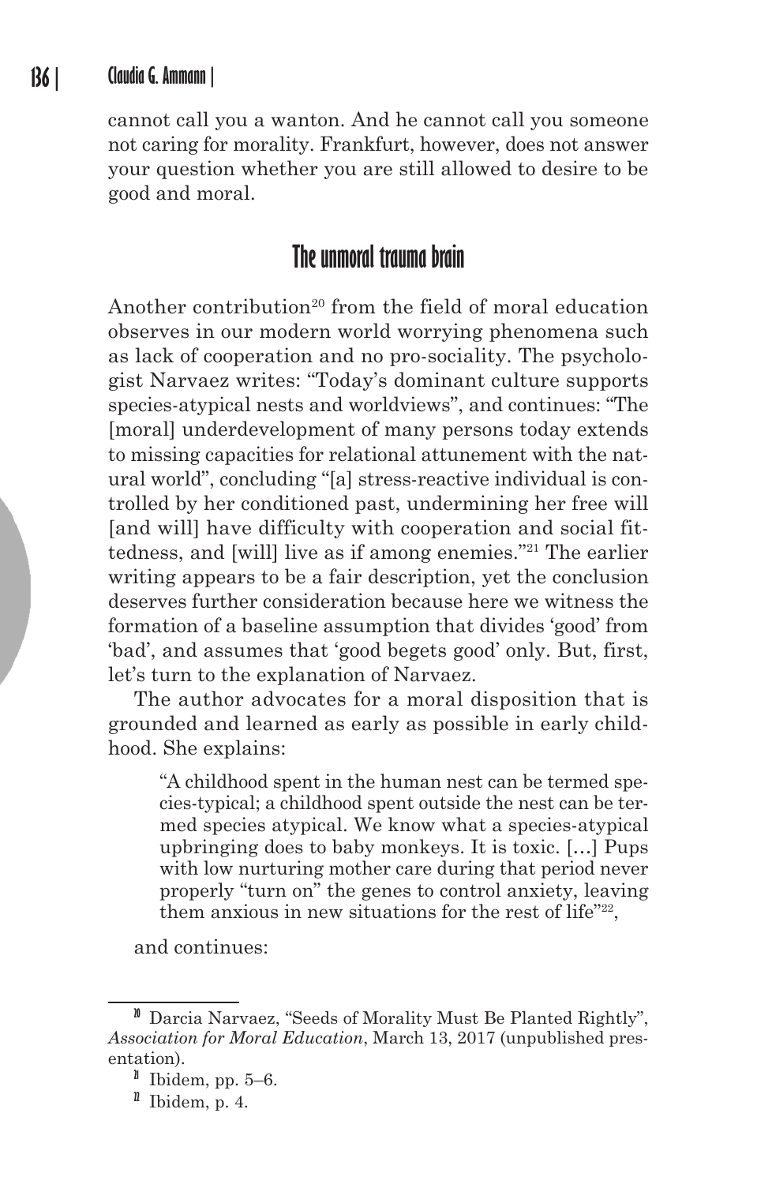cannot call you a wanton. And he cannot call you someone not caring for morality. Frankfurt, however, does not answer your question whether you are still allowed to desire to be good and moral.

## The unmoral trauma brain

Another contribution[20] from the field of moral education observes in our modern world worrying phenomena such as lack of cooperation and no pro-sociality. The psychologist Narvaez writes: "Today's dominant culture supports species-atypical nests and worldviews", and continues: "The [moral] underdevelopment of many persons today extends to missing capacities for relational attunement with the natural world", concluding "[a] stress-reactive individual is controlled by her conditioned past, undermining her free will [and will] have difficulty with cooperation and social fittedness, and [will] live as if among enemies."[21] The earlier writing appears to be a fair description, yet the conclusion deserves further consideration because here we witness the formation of a baseline assumption that divides 'good' from 'bad', and assumes that 'good begets good' only. But, first, let's turn to the explanation of Narvaez.

The author advocates for a moral disposition that is grounded and learned as early as possible in early childhood. She explains:

> "A childhood spent in the human nest can be termed species-typical; a childhood spent outside the nest can be termed species atypical. We know what a species-atypical upbringing does to baby monkeys. It is toxic. […] Pups with low nurturing mother care during that period never properly "turn on" the genes to control anxiety, leaving them anxious in new situations for the rest of life"[22],

and continues:

---

[20] Darcia Narvaez, "Seeds of Morality Must Be Planted Rightly", *Association for Moral Education*, March 13, 2017 (unpublished presentation).

[21] Ibidem, pp. 5–6.

[22] Ibidem, p. 4.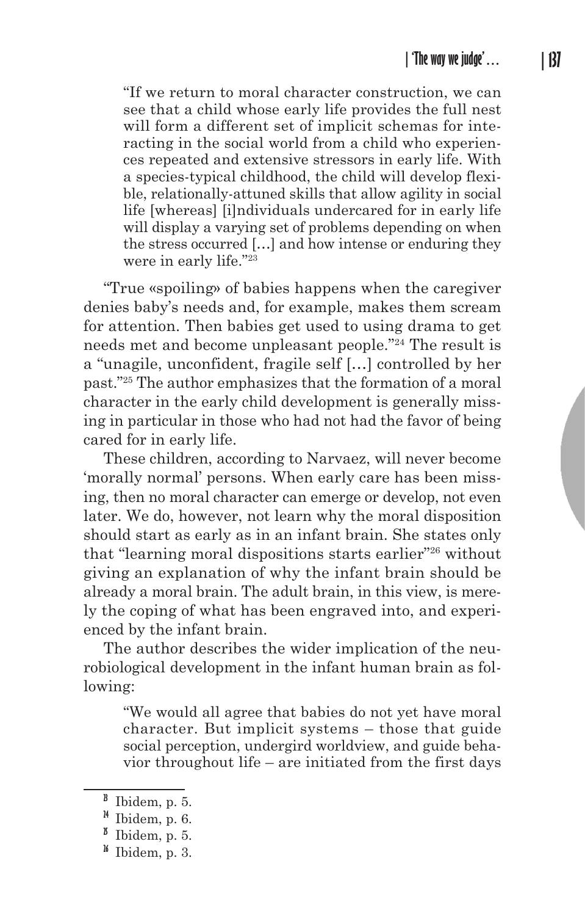> "If we return to moral character construction, we can see that a child whose early life provides the full nest will form a different set of implicit schemas for interacting in the social world from a child who experiences repeated and extensive stressors in early life. With a species-typical childhood, the child will develop flexible, relationally-attuned skills that allow agility in social life [whereas] [i]ndividuals undercared for in early life will display a varying set of problems depending on when the stress occurred […] and how intense or enduring they were in early life."[23]

"True «spoiling» of babies happens when the caregiver denies baby's needs and, for example, makes them scream for attention. Then babies get used to using drama to get needs met and become unpleasant people."[24] The result is a "unagile, unconfident, fragile self […] controlled by her past."[25] The author emphasizes that the formation of a moral character in the early child development is generally missing in particular in those who had not had the favor of being cared for in early life.

These children, according to Narvaez, will never become 'morally normal' persons. When early care has been missing, then no moral character can emerge or develop, not even later. We do, however, not learn why the moral disposition should start as early as in an infant brain. She states only that "learning moral dispositions starts earlier"[26] without giving an explanation of why the infant brain should be already a moral brain. The adult brain, in this view, is merely the coping of what has been engraved into, and experienced by the infant brain.

The author describes the wider implication of the neurobiological development in the infant human brain as following:

> "We would all agree that babies do not yet have moral character. But implicit systems – those that guide social perception, undergird worldview, and guide behavior throughout life – are initiated from the first days

---

[23] Ibidem, p. 5.

[24] Ibidem, p. 6.

[25] Ibidem, p. 5.

[26] Ibidem, p. 3.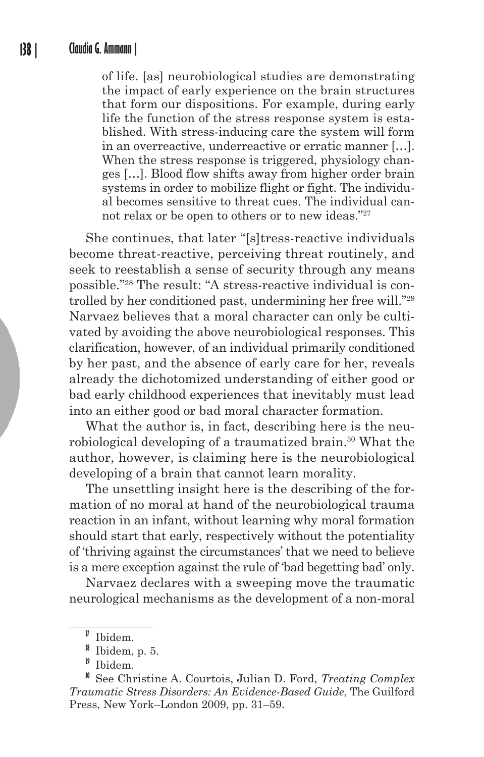> of life. [as] neurobiological studies are demonstrating the impact of early experience on the brain structures that form our dispositions. For example, during early life the function of the stress response system is established. With stress-inducing care the system will form in an overreactive, underreactive or erratic manner […]. When the stress response is triggered, physiology changes […]. Blood flow shifts away from higher order brain systems in order to mobilize flight or fight. The individual becomes sensitive to threat cues. The individual cannot relax or be open to others or to new ideas."[27]

She continues, that later "[s]tress-reactive individuals become threat-reactive, perceiving threat routinely, and seek to reestablish a sense of security through any means possible."[28] The result: "A stress-reactive individual is controlled by her conditioned past, undermining her free will."[29] Narvaez believes that a moral character can only be cultivated by avoiding the above neurobiological responses. This clarification, however, of an individual primarily conditioned by her past, and the absence of early care for her, reveals already the dichotomized understanding of either good or bad early childhood experiences that inevitably must lead into an either good or bad moral character formation.

What the author is, in fact, describing here is the neurobiological developing of a traumatized brain.[30] What the author, however, is claiming here is the neurobiological developing of a brain that cannot learn morality.

The unsettling insight here is the describing of the formation of no moral at hand of the neurobiological trauma reaction in an infant, without learning why moral formation should start that early, respectively without the potentiality of 'thriving against the circumstances' that we need to believe is a mere exception against the rule of 'bad begetting bad' only.

Narvaez declares with a sweeping move the traumatic neurological mechanisms as the development of a non-moral

---

[27] Ibidem.

[28] Ibidem, p. 5.

[29] Ibidem.

[30] See Christine A. Courtois, Julian D. Ford, *Treating Complex Traumatic Stress Disorders: An Evidence-Based Guide*, The Guilford Press, New York–London 2009, pp. 31–59.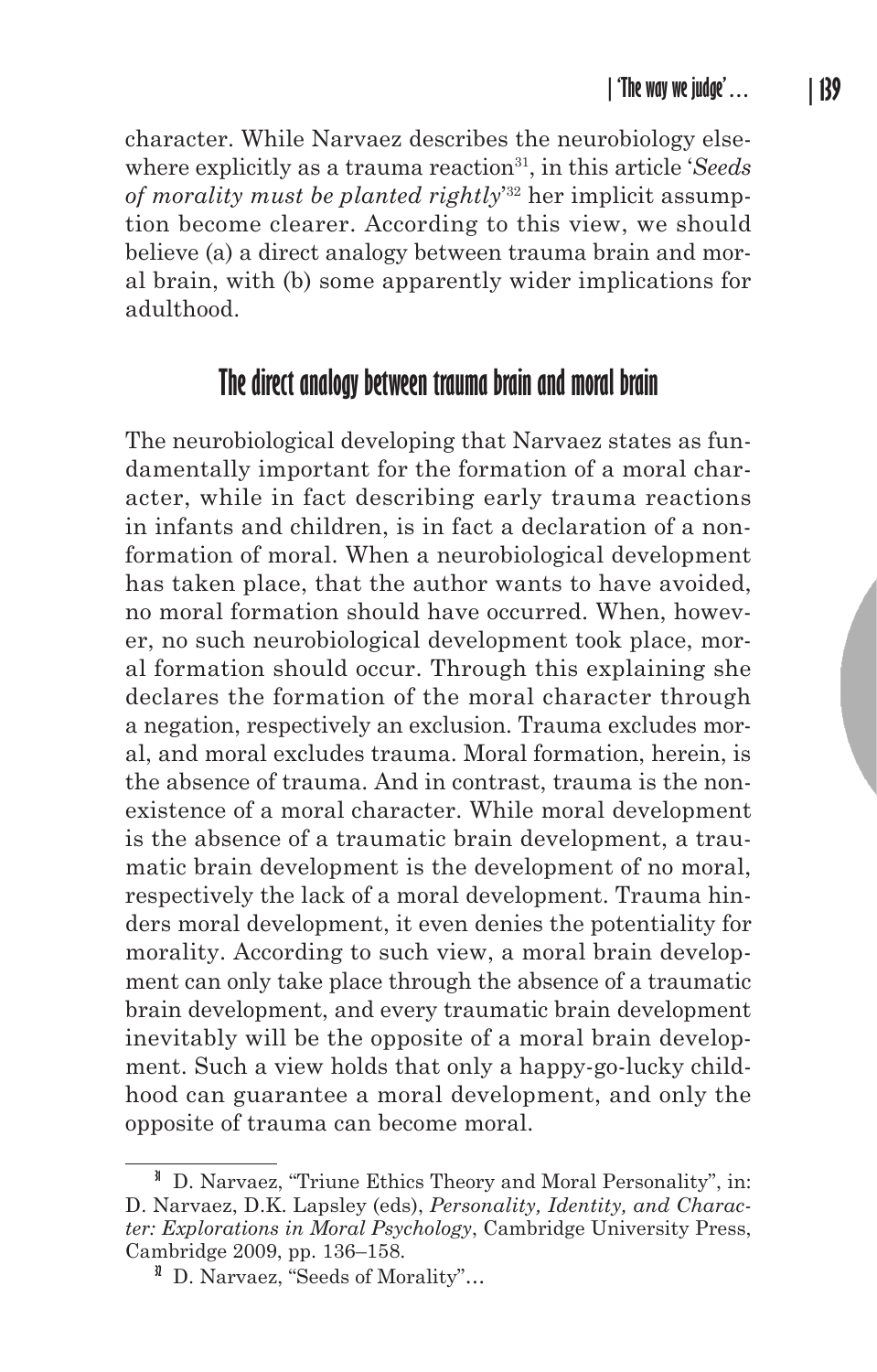character. While Narvaez describes the neurobiology elsewhere explicitly as a trauma reaction[31], in this article '*Seeds of morality must be planted rightly*'[32] her implicit assumption become clearer. According to this view, we should believe (a) a direct analogy between trauma brain and moral brain, with (b) some apparently wider implications for adulthood.

## The direct analogy between trauma brain and moral brain

The neurobiological developing that Narvaez states as fundamentally important for the formation of a moral character, while in fact describing early trauma reactions in infants and children, is in fact a declaration of a non-formation of moral. When a neurobiological development has taken place, that the author wants to have avoided, no moral formation should have occurred. When, however, no such neurobiological development took place, moral formation should occur. Through this explaining she declares the formation of the moral character through a negation, respectively an exclusion. Trauma excludes moral, and moral excludes trauma. Moral formation, herein, is the absence of trauma. And in contrast, trauma is the non-existence of a moral character. While moral development is the absence of a traumatic brain development, a traumatic brain development is the development of no moral, respectively the lack of a moral development. Trauma hinders moral development, it even denies the potentiality for morality. According to such view, a moral brain development can only take place through the absence of a traumatic brain development, and every traumatic brain development inevitably will be the opposite of a moral brain development. Such a view holds that only a happy-go-lucky childhood can guarantee a moral development, and only the opposite of trauma can become moral.

---

[31] D. Narvaez, "Triune Ethics Theory and Moral Personality", in: D. Narvaez, D.K. Lapsley (eds), *Personality, Identity, and Character: Explorations in Moral Psychology*, Cambridge University Press, Cambridge 2009, pp. 136–158.

[32] D. Narvaez, "Seeds of Morality"…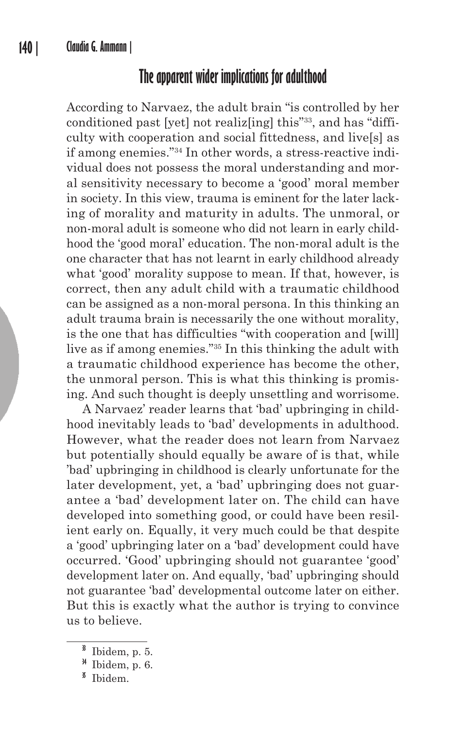## The apparent wider implications for adulthood

According to Narvaez, the adult brain "is controlled by her conditioned past [yet] not realiz[ing] this"[33], and has "difficulty with cooperation and social fittedness, and live[s] as if among enemies."[34] In other words, a stress-reactive individual does not possess the moral understanding and moral sensitivity necessary to become a 'good' moral member in society. In this view, trauma is eminent for the later lacking of morality and maturity in adults. The unmoral, or non-moral adult is someone who did not learn in early childhood the 'good moral' education. The non-moral adult is the one character that has not learnt in early childhood already what 'good' morality suppose to mean. If that, however, is correct, then any adult child with a traumatic childhood can be assigned as a non-moral persona. In this thinking an adult trauma brain is necessarily the one without morality, is the one that has difficulties "with cooperation and [will] live as if among enemies."[35] In this thinking the adult with a traumatic childhood experience has become the other, the unmoral person. This is what this thinking is promising. And such thought is deeply unsettling and worrisome.

A Narvaez' reader learns that 'bad' upbringing in childhood inevitably leads to 'bad' developments in adulthood. However, what the reader does not learn from Narvaez but potentially should equally be aware of is that, while 'bad' upbringing in childhood is clearly unfortunate for the later development, yet, a 'bad' upbringing does not guarantee a 'bad' development later on. The child can have developed into something good, or could have been resilient early on. Equally, it very much could be that despite a 'good' upbringing later on a 'bad' development could have occurred. 'Good' upbringing should not guarantee 'good' development later on. And equally, 'bad' upbringing should not guarantee 'bad' developmental outcome later on either. But this is exactly what the author is trying to convince us to believe.

---

[33] Ibidem, p. 5.

[34] Ibidem, p. 6.

[35] Ibidem.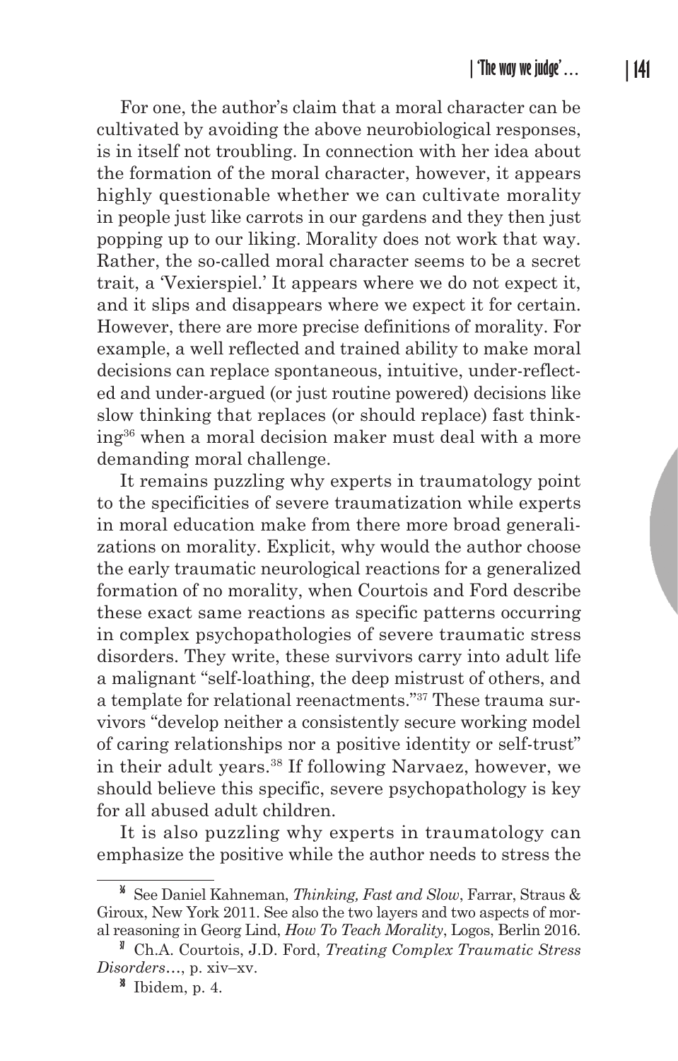For one, the author's claim that a moral character can be cultivated by avoiding the above neurobiological responses, is in itself not troubling. In connection with her idea about the formation of the moral character, however, it appears highly questionable whether we can cultivate morality in people just like carrots in our gardens and they then just popping up to our liking. Morality does not work that way. Rather, the so-called moral character seems to be a secret trait, a 'Vexierspiel.' It appears where we do not expect it, and it slips and disappears where we expect it for certain. However, there are more precise definitions of morality. For example, a well reflected and trained ability to make moral decisions can replace spontaneous, intuitive, under-reflected and under-argued (or just routine powered) decisions like slow thinking that replaces (or should replace) fast thinking[36] when a moral decision maker must deal with a more demanding moral challenge.

It remains puzzling why experts in traumatology point to the specificities of severe traumatization while experts in moral education make from there more broad generalizations on morality. Explicit, why would the author choose the early traumatic neurological reactions for a generalized formation of no morality, when Courtois and Ford describe these exact same reactions as specific patterns occurring in complex psychopathologies of severe traumatic stress disorders. They write, these survivors carry into adult life a malignant "self-loathing, the deep mistrust of others, and a template for relational reenactments."[37] These trauma survivors "develop neither a consistently secure working model of caring relationships nor a positive identity or self-trust" in their adult years.[38] If following Narvaez, however, we should believe this specific, severe psychopathology is key for all abused adult children.

It is also puzzling why experts in traumatology can emphasize the positive while the author needs to stress the

[36] See Daniel Kahneman, *Thinking, Fast and Slow*, Farrar, Straus & Giroux, New York 2011. See also the two layers and two aspects of moral reasoning in Georg Lind, *How To Teach Morality*, Logos, Berlin 2016.

[37] Ch.A. Courtois, J.D. Ford, *Treating Complex Traumatic Stress Disorders*…, p. xiv–xv.

[38] Ibidem, p. 4.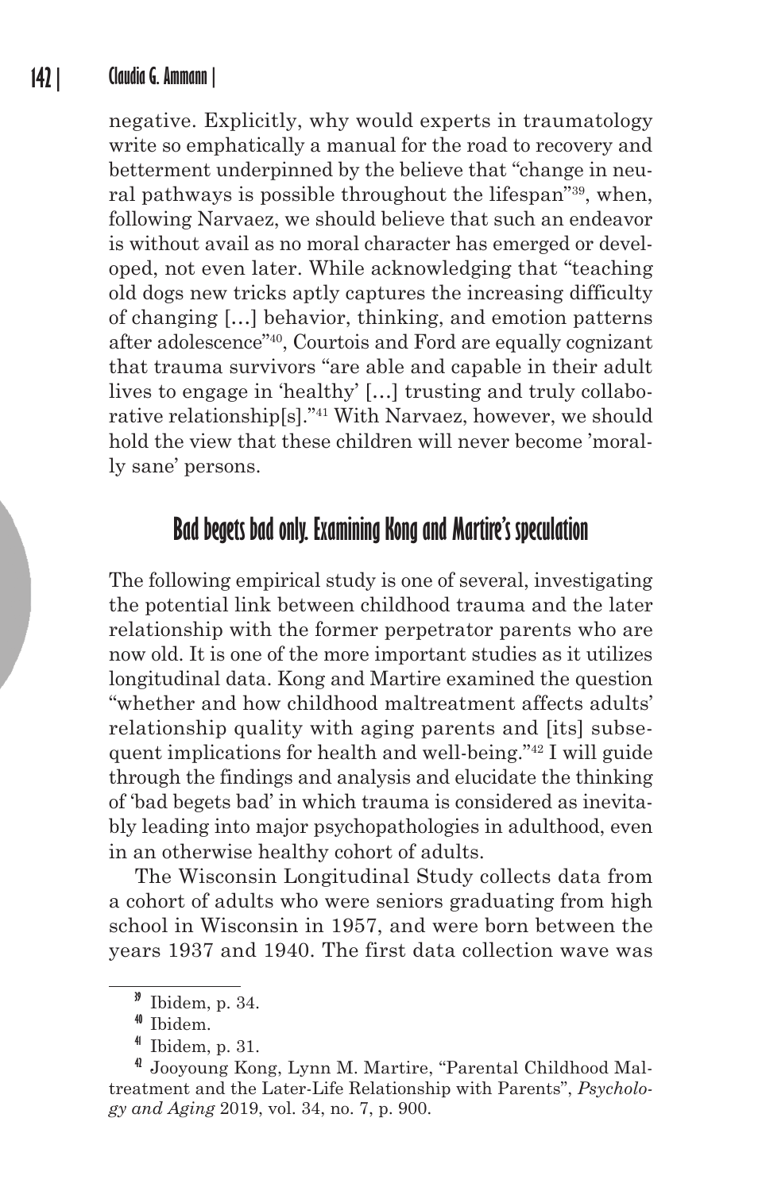negative. Explicitly, why would experts in traumatology write so emphatically a manual for the road to recovery and betterment underpinned by the believe that "change in neural pathways is possible throughout the lifespan"[39], when, following Narvaez, we should believe that such an endeavor is without avail as no moral character has emerged or developed, not even later. While acknowledging that "teaching old dogs new tricks aptly captures the increasing difficulty of changing […] behavior, thinking, and emotion patterns after adolescence"[40], Courtois and Ford are equally cognizant that trauma survivors "are able and capable in their adult lives to engage in 'healthy' […] trusting and truly collaborative relationship[s]."[41] With Narvaez, however, we should hold the view that these children will never become 'morally sane' persons.

## Bad begets bad only. Examining Kong and Martire's speculation

The following empirical study is one of several, investigating the potential link between childhood trauma and the later relationship with the former perpetrator parents who are now old. It is one of the more important studies as it utilizes longitudinal data. Kong and Martire examined the question "whether and how childhood maltreatment affects adults' relationship quality with aging parents and [its] subsequent implications for health and well-being."[42] I will guide through the findings and analysis and elucidate the thinking of 'bad begets bad' in which trauma is considered as inevitably leading into major psychopathologies in adulthood, even in an otherwise healthy cohort of adults.

The Wisconsin Longitudinal Study collects data from a cohort of adults who were seniors graduating from high school in Wisconsin in 1957, and were born between the years 1937 and 1940. The first data collection wave was

---

[39] Ibidem, p. 34.

[40] Ibidem.

[41] Ibidem, p. 31.

[42] Jooyoung Kong, Lynn M. Martire, "Parental Childhood Maltreatment and the Later-Life Relationship with Parents", *Psychology and Aging* 2019, vol. 34, no. 7, p. 900.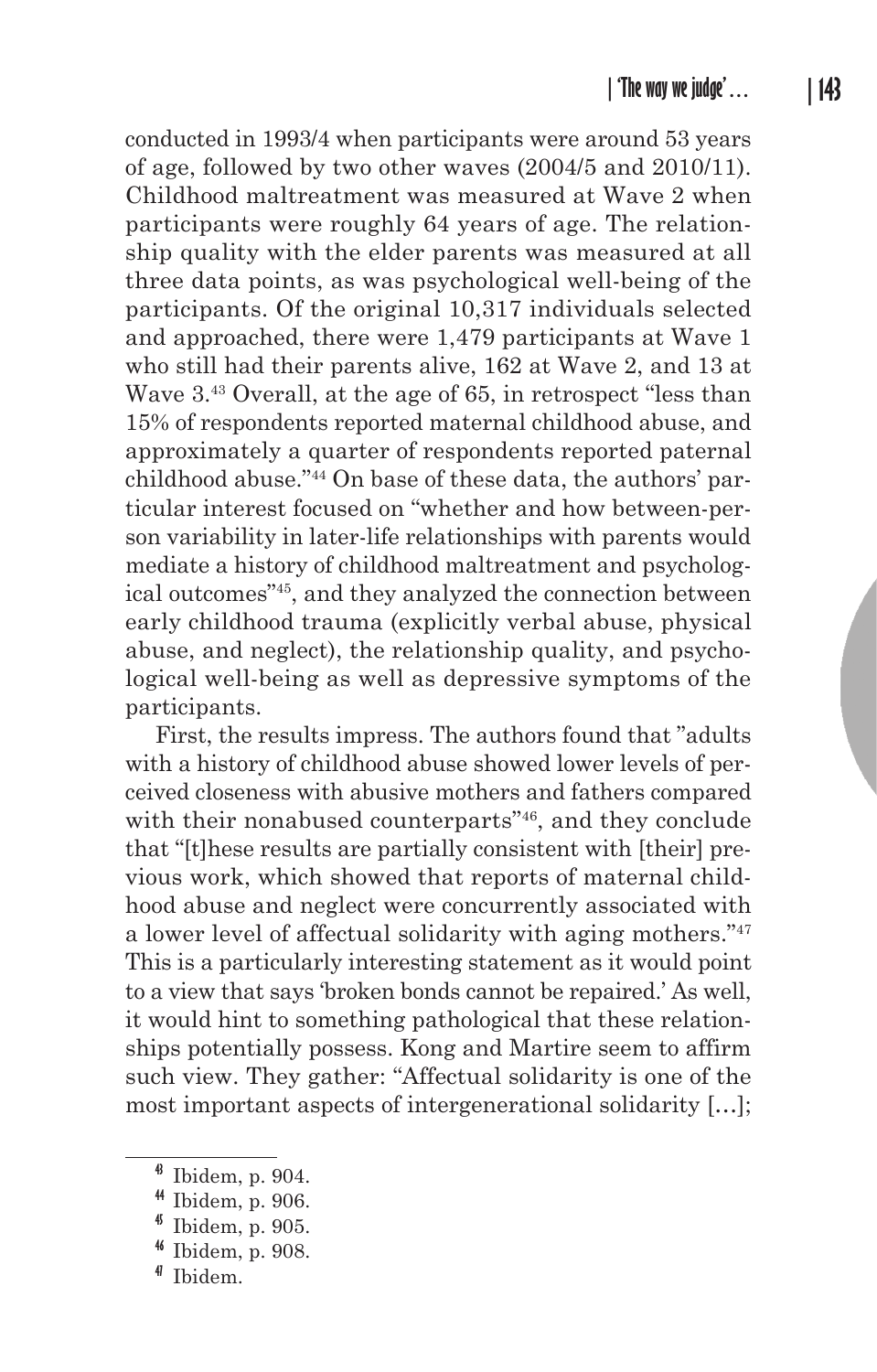conducted in 1993/4 when participants were around 53 years of age, followed by two other waves (2004/5 and 2010/11). Childhood maltreatment was measured at Wave 2 when participants were roughly 64 years of age. The relationship quality with the elder parents was measured at all three data points, as was psychological well-being of the participants. Of the original 10,317 individuals selected and approached, there were 1,479 participants at Wave 1 who still had their parents alive, 162 at Wave 2, and 13 at Wave 3.[43] Overall, at the age of 65, in retrospect "less than 15% of respondents reported maternal childhood abuse, and approximately a quarter of respondents reported paternal childhood abuse."[44] On base of these data, the authors' particular interest focused on "whether and how between-person variability in later-life relationships with parents would mediate a history of childhood maltreatment and psychological outcomes"[45], and they analyzed the connection between early childhood trauma (explicitly verbal abuse, physical abuse, and neglect), the relationship quality, and psychological well-being as well as depressive symptoms of the participants.

First, the results impress. The authors found that "adults with a history of childhood abuse showed lower levels of perceived closeness with abusive mothers and fathers compared with their nonabused counterparts"[46], and they conclude that "[t]hese results are partially consistent with [their] previous work, which showed that reports of maternal childhood abuse and neglect were concurrently associated with a lower level of affectual solidarity with aging mothers."[47] This is a particularly interesting statement as it would point to a view that says 'broken bonds cannot be repaired.' As well, it would hint to something pathological that these relationships potentially possess. Kong and Martire seem to affirm such view. They gather: "Affectual solidarity is one of the most important aspects of intergenerational solidarity […];

---

[43] Ibidem, p. 904.

[44] Ibidem, p. 906.

[45] Ibidem, p. 905.

[46] Ibidem, p. 908.

[47] Ibidem.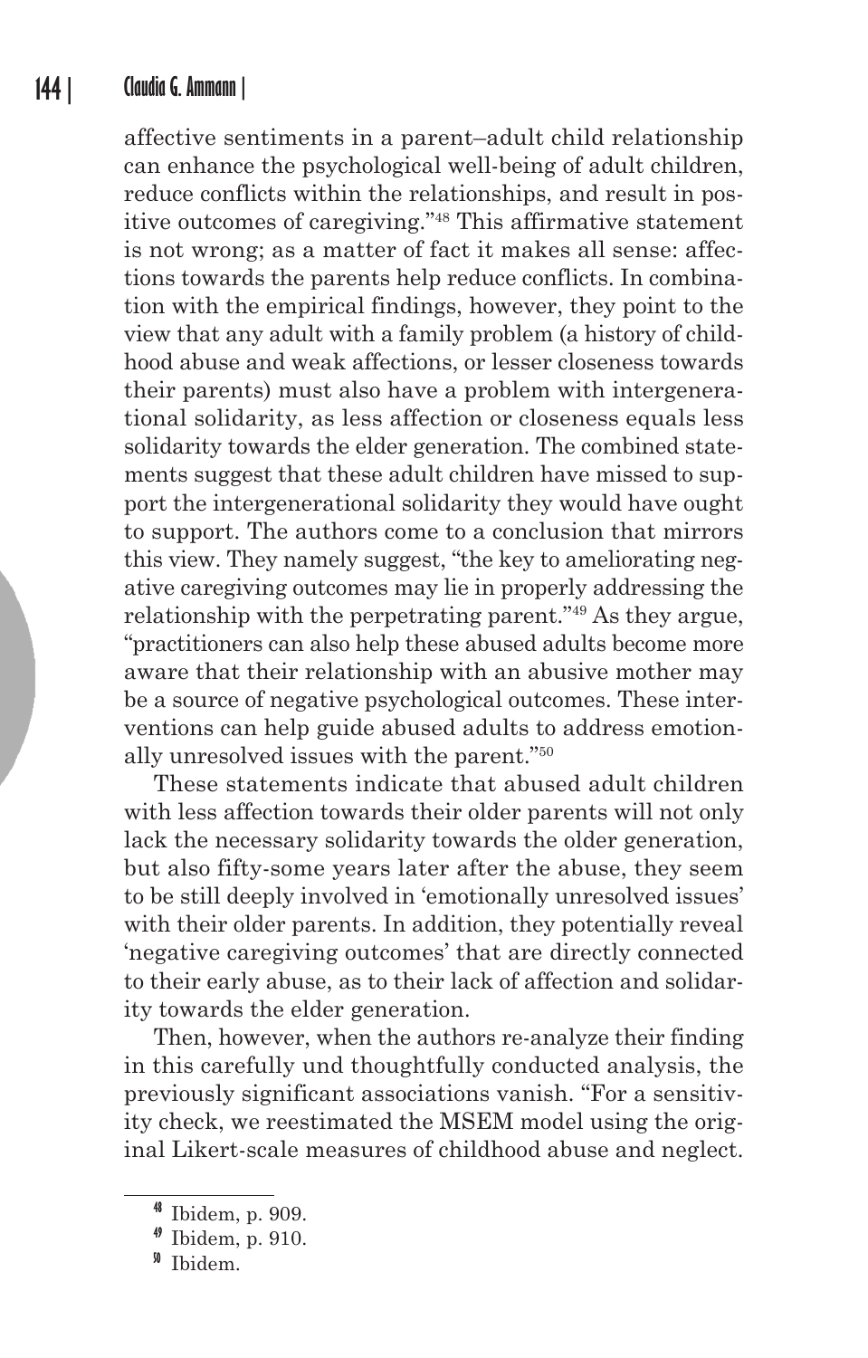affective sentiments in a parent–adult child relationship can enhance the psychological well-being of adult children, reduce conflicts within the relationships, and result in positive outcomes of caregiving."[48] This affirmative statement is not wrong; as a matter of fact it makes all sense: affections towards the parents help reduce conflicts. In combination with the empirical findings, however, they point to the view that any adult with a family problem (a history of childhood abuse and weak affections, or lesser closeness towards their parents) must also have a problem with intergenerational solidarity, as less affection or closeness equals less solidarity towards the elder generation. The combined statements suggest that these adult children have missed to support the intergenerational solidarity they would have ought to support. The authors come to a conclusion that mirrors this view. They namely suggest, "the key to ameliorating negative caregiving outcomes may lie in properly addressing the relationship with the perpetrating parent."[49] As they argue, "practitioners can also help these abused adults become more aware that their relationship with an abusive mother may be a source of negative psychological outcomes. These interventions can help guide abused adults to address emotionally unresolved issues with the parent."[50]

These statements indicate that abused adult children with less affection towards their older parents will not only lack the necessary solidarity towards the older generation, but also fifty-some years later after the abuse, they seem to be still deeply involved in 'emotionally unresolved issues' with their older parents. In addition, they potentially reveal 'negative caregiving outcomes' that are directly connected to their early abuse, as to their lack of affection and solidarity towards the elder generation.

Then, however, when the authors re-analyze their finding in this carefully und thoughtfully conducted analysis, the previously significant associations vanish. "For a sensitivity check, we reestimated the MSEM model using the original Likert-scale measures of childhood abuse and neglect.

[48] Ibidem, p. 909.

[49] Ibidem, p. 910.

[50] Ibidem.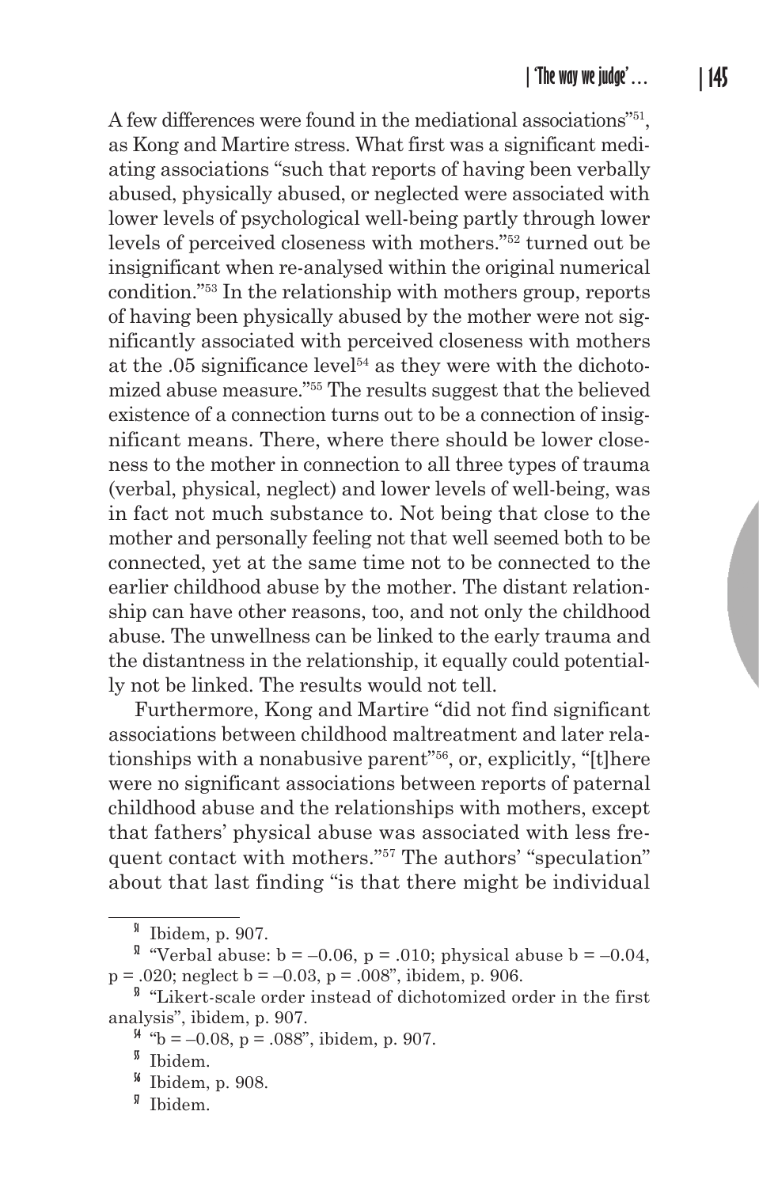A few differences were found in the mediational associations"[51], as Kong and Martire stress. What first was a significant mediating associations "such that reports of having been verbally abused, physically abused, or neglected were associated with lower levels of psychological well-being partly through lower levels of perceived closeness with mothers."[52] turned out be insignificant when re-analysed within the original numerical condition."[53] In the relationship with mothers group, reports of having been physically abused by the mother were not significantly associated with perceived closeness with mothers at the .05 significance level[54] as they were with the dichotomized abuse measure."[55] The results suggest that the believed existence of a connection turns out to be a connection of insignificant means. There, where there should be lower closeness to the mother in connection to all three types of trauma (verbal, physical, neglect) and lower levels of well-being, was in fact not much substance to. Not being that close to the mother and personally feeling not that well seemed both to be connected, yet at the same time not to be connected to the earlier childhood abuse by the mother. The distant relationship can have other reasons, too, and not only the childhood abuse. The unwellness can be linked to the early trauma and the distantness in the relationship, it equally could potentially not be linked. The results would not tell.

Furthermore, Kong and Martire "did not find significant associations between childhood maltreatment and later relationships with a nonabusive parent"[56], or, explicitly, "[t]here were no significant associations between reports of paternal childhood abuse and the relationships with mothers, except that fathers' physical abuse was associated with less frequent contact with mothers."[57] The authors' "speculation" about that last finding "is that there might be individual

---

[51] Ibidem, p. 907.

[52] "Verbal abuse: $b = -0.06$, $p = .010$; physical abuse $b = -0.04$, $p = .020$; neglect $b = -0.03$, $p = .008$", ibidem, p. 906.

[53] "Likert-scale order instead of dichotomized order in the first analysis", ibidem, p. 907.

[54] "$b = -0.08$, $p = .088$", ibidem, p. 907.

[55] Ibidem.

[56] Ibidem, p. 908.

[57] Ibidem.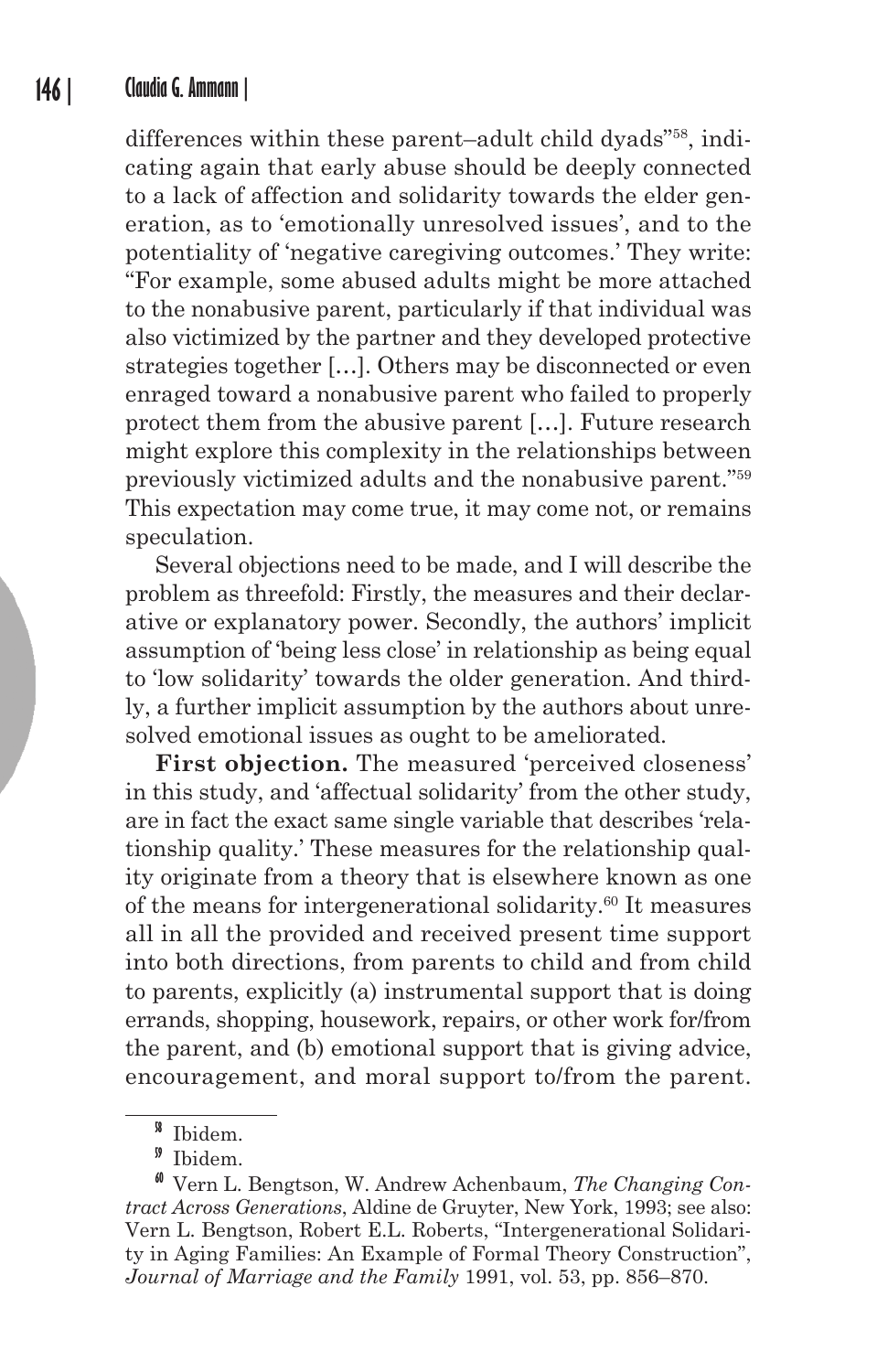differences within these parent–adult child dyads"[58], indicating again that early abuse should be deeply connected to a lack of affection and solidarity towards the elder generation, as to 'emotionally unresolved issues', and to the potentiality of 'negative caregiving outcomes.' They write: "For example, some abused adults might be more attached to the nonabusive parent, particularly if that individual was also victimized by the partner and they developed protective strategies together […]. Others may be disconnected or even enraged toward a nonabusive parent who failed to properly protect them from the abusive parent […]. Future research might explore this complexity in the relationships between previously victimized adults and the nonabusive parent."[59] This expectation may come true, it may come not, or remains speculation.

Several objections need to be made, and I will describe the problem as threefold: Firstly, the measures and their declarative or explanatory power. Secondly, the authors' implicit assumption of 'being less close' in relationship as being equal to 'low solidarity' towards the older generation. And thirdly, a further implicit assumption by the authors about unresolved emotional issues as ought to be ameliorated.

**First objection.** The measured 'perceived closeness' in this study, and 'affectual solidarity' from the other study, are in fact the exact same single variable that describes 'relationship quality.' These measures for the relationship quality originate from a theory that is elsewhere known as one of the means for intergenerational solidarity.[60] It measures all in all the provided and received present time support into both directions, from parents to child and from child to parents, explicitly (a) instrumental support that is doing errands, shopping, housework, repairs, or other work for/from the parent, and (b) emotional support that is giving advice, encouragement, and moral support to/from the parent.

[58] Ibidem.

[59] Ibidem.

[60] Vern L. Bengtson, W. Andrew Achenbaum, *The Changing Contract Across Generations*, Aldine de Gruyter, New York, 1993; see also: Vern L. Bengtson, Robert E.L. Roberts, "Intergenerational Solidarity in Aging Families: An Example of Formal Theory Construction", *Journal of Marriage and the Family* 1991, vol. 53, pp. 856–870.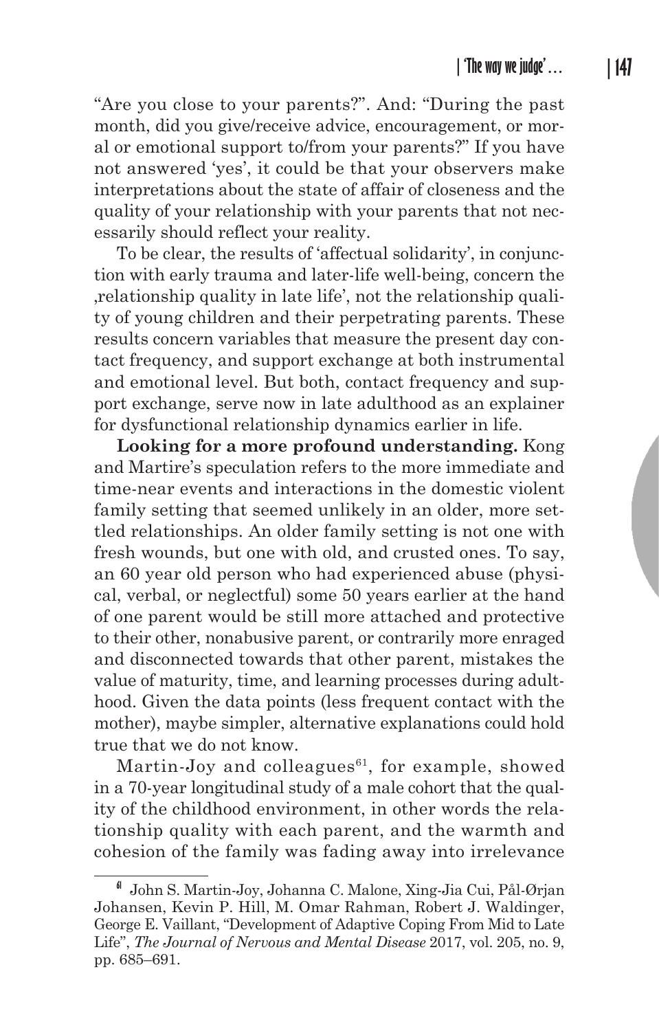"Are you close to your parents?". And: "During the past month, did you give/receive advice, encouragement, or moral or emotional support to/from your parents?" If you have not answered 'yes', it could be that your observers make interpretations about the state of affair of closeness and the quality of your relationship with your parents that not necessarily should reflect your reality.

To be clear, the results of 'affectual solidarity', in conjunction with early trauma and later-life well-being, concern the ‚relationship quality in late life', not the relationship quality of young children and their perpetrating parents. These results concern variables that measure the present day contact frequency, and support exchange at both instrumental and emotional level. But both, contact frequency and support exchange, serve now in late adulthood as an explainer for dysfunctional relationship dynamics earlier in life.

**Looking for a more profound understanding.** Kong and Martire's speculation refers to the more immediate and time-near events and interactions in the domestic violent family setting that seemed unlikely in an older, more settled relationships. An older family setting is not one with fresh wounds, but one with old, and crusted ones. To say, an 60 year old person who had experienced abuse (physical, verbal, or neglectful) some 50 years earlier at the hand of one parent would be still more attached and protective to their other, nonabusive parent, or contrarily more enraged and disconnected towards that other parent, mistakes the value of maturity, time, and learning processes during adulthood. Given the data points (less frequent contact with the mother), maybe simpler, alternative explanations could hold true that we do not know.

Martin-Joy and colleagues[61], for example, showed in a 70-year longitudinal study of a male cohort that the quality of the childhood environment, in other words the relationship quality with each parent, and the warmth and cohesion of the family was fading away into irrelevance

---

[61] John S. Martin-Joy, Johanna C. Malone, Xing-Jia Cui, Pål-Ørjan Johansen, Kevin P. Hill, M. Omar Rahman, Robert J. Waldinger, George E. Vaillant, "Development of Adaptive Coping From Mid to Late Life", *The Journal of Nervous and Mental Disease* 2017, vol. 205, no. 9, pp. 685–691.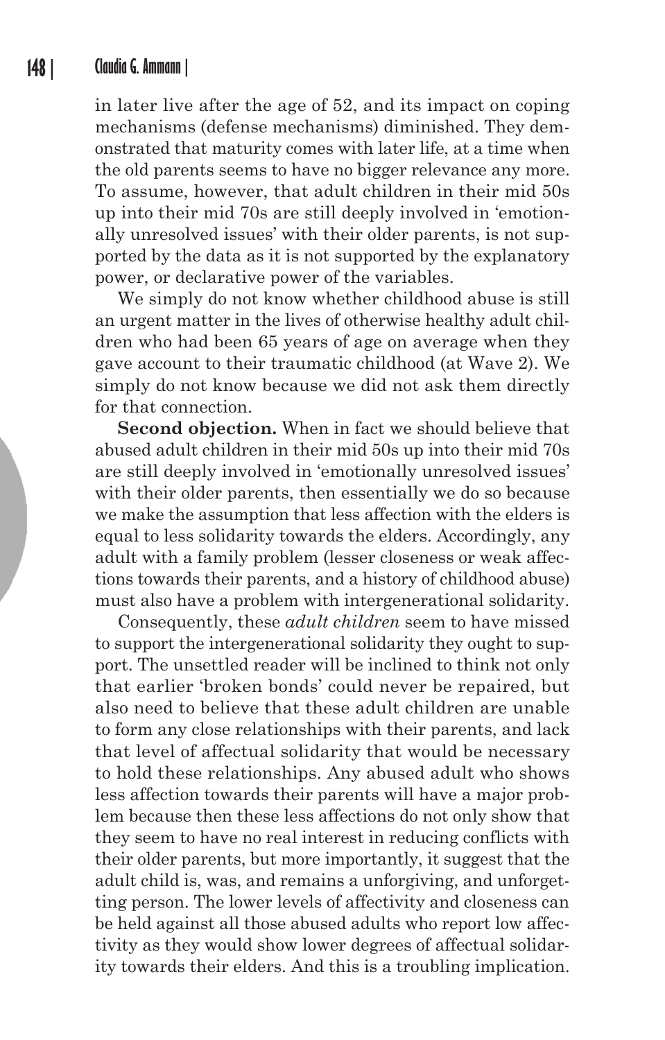in later live after the age of 52, and its impact on coping mechanisms (defense mechanisms) diminished. They demonstrated that maturity comes with later life, at a time when the old parents seems to have no bigger relevance any more. To assume, however, that adult children in their mid 50s up into their mid 70s are still deeply involved in 'emotionally unresolved issues' with their older parents, is not supported by the data as it is not supported by the explanatory power, or declarative power of the variables.

We simply do not know whether childhood abuse is still an urgent matter in the lives of otherwise healthy adult children who had been 65 years of age on average when they gave account to their traumatic childhood (at Wave 2). We simply do not know because we did not ask them directly for that connection.

**Second objection.** When in fact we should believe that abused adult children in their mid 50s up into their mid 70s are still deeply involved in 'emotionally unresolved issues' with their older parents, then essentially we do so because we make the assumption that less affection with the elders is equal to less solidarity towards the elders. Accordingly, any adult with a family problem (lesser closeness or weak affections towards their parents, and a history of childhood abuse) must also have a problem with intergenerational solidarity.

Consequently, these *adult children* seem to have missed to support the intergenerational solidarity they ought to support. The unsettled reader will be inclined to think not only that earlier 'broken bonds' could never be repaired, but also need to believe that these adult children are unable to form any close relationships with their parents, and lack that level of affectual solidarity that would be necessary to hold these relationships. Any abused adult who shows less affection towards their parents will have a major problem because then these less affections do not only show that they seem to have no real interest in reducing conflicts with their older parents, but more importantly, it suggest that the adult child is, was, and remains a unforgiving, and unforgetting person. The lower levels of affectivity and closeness can be held against all those abused adults who report low affectivity as they would show lower degrees of affectual solidarity towards their elders. And this is a troubling implication.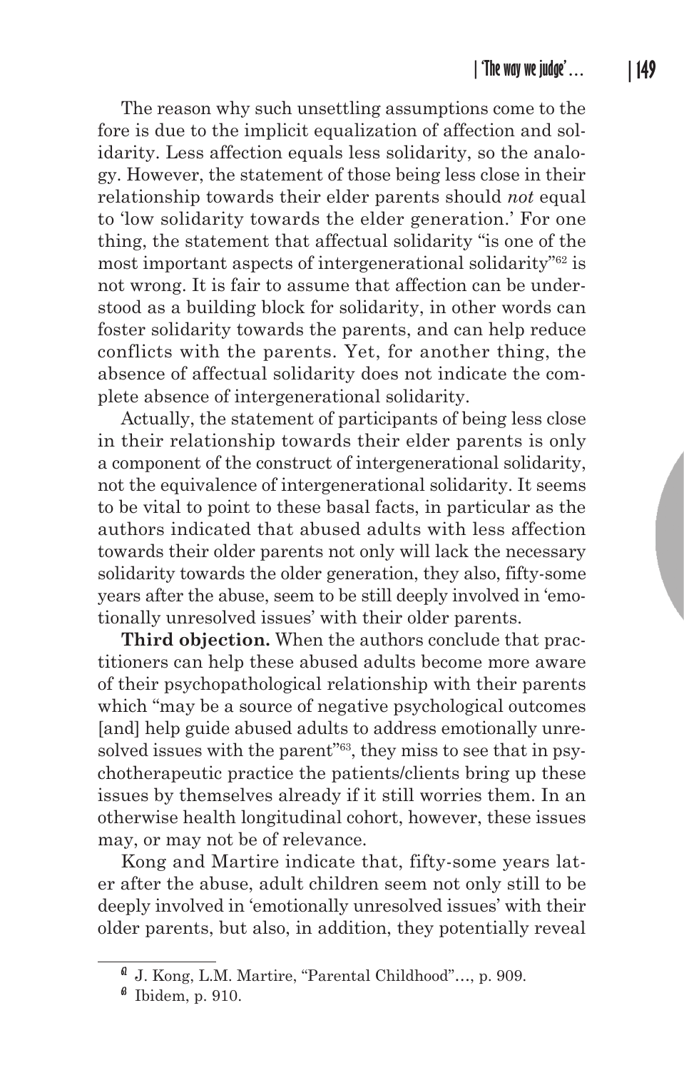The reason why such unsettling assumptions come to the fore is due to the implicit equalization of affection and solidarity. Less affection equals less solidarity, so the analogy. However, the statement of those being less close in their relationship towards their elder parents should *not* equal to 'low solidarity towards the elder generation.' For one thing, the statement that affectual solidarity "is one of the most important aspects of intergenerational solidarity"[62] is not wrong. It is fair to assume that affection can be understood as a building block for solidarity, in other words can foster solidarity towards the parents, and can help reduce conflicts with the parents. Yet, for another thing, the absence of affectual solidarity does not indicate the complete absence of intergenerational solidarity.

Actually, the statement of participants of being less close in their relationship towards their elder parents is only a component of the construct of intergenerational solidarity, not the equivalence of intergenerational solidarity. It seems to be vital to point to these basal facts, in particular as the authors indicated that abused adults with less affection towards their older parents not only will lack the necessary solidarity towards the older generation, they also, fifty-some years after the abuse, seem to be still deeply involved in 'emotionally unresolved issues' with their older parents.

**Third objection.** When the authors conclude that practitioners can help these abused adults become more aware of their psychopathological relationship with their parents which "may be a source of negative psychological outcomes [and] help guide abused adults to address emotionally unresolved issues with the parent"[63], they miss to see that in psychotherapeutic practice the patients/clients bring up these issues by themselves already if it still worries them. In an otherwise health longitudinal cohort, however, these issues may, or may not be of relevance.

Kong and Martire indicate that, fifty-some years later after the abuse, adult children seem not only still to be deeply involved in 'emotionally unresolved issues' with their older parents, but also, in addition, they potentially reveal

---

[62] J. Kong, L.M. Martire, "Parental Childhood"..., p. 909.

[63] Ibidem, p. 910.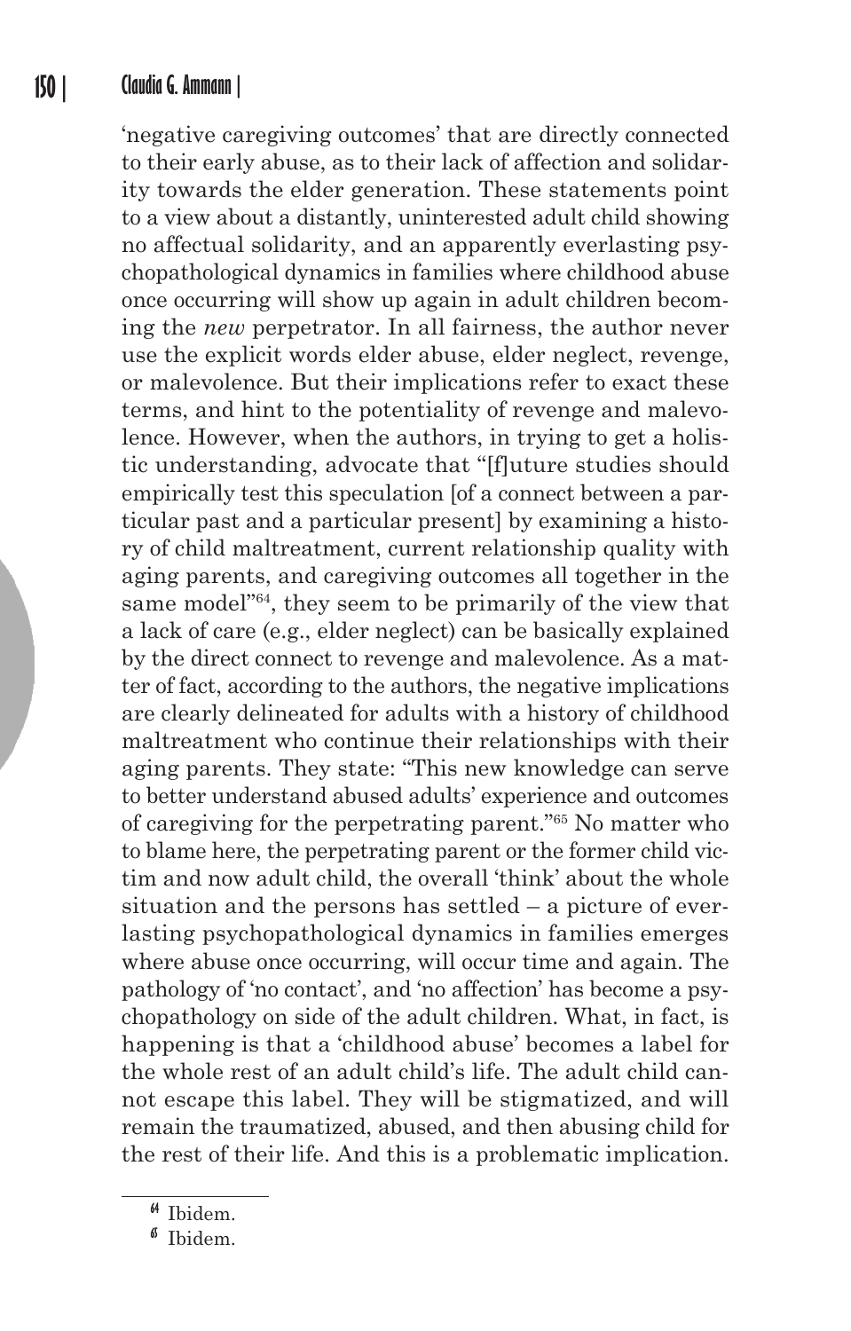'negative caregiving outcomes' that are directly connected to their early abuse, as to their lack of affection and solidarity towards the elder generation. These statements point to a view about a distantly, uninterested adult child showing no affectual solidarity, and an apparently everlasting psychopathological dynamics in families where childhood abuse once occurring will show up again in adult children becoming the *new* perpetrator. In all fairness, the author never use the explicit words elder abuse, elder neglect, revenge, or malevolence. But their implications refer to exact these terms, and hint to the potentiality of revenge and malevolence. However, when the authors, in trying to get a holistic understanding, advocate that "[f]uture studies should empirically test this speculation [of a connect between a particular past and a particular present] by examining a history of child maltreatment, current relationship quality with aging parents, and caregiving outcomes all together in the same model"[64], they seem to be primarily of the view that a lack of care (e.g., elder neglect) can be basically explained by the direct connect to revenge and malevolence. As a matter of fact, according to the authors, the negative implications are clearly delineated for adults with a history of childhood maltreatment who continue their relationships with their aging parents. They state: "This new knowledge can serve to better understand abused adults' experience and outcomes of caregiving for the perpetrating parent."[65] No matter who to blame here, the perpetrating parent or the former child victim and now adult child, the overall 'think' about the whole situation and the persons has settled – a picture of everlasting psychopathological dynamics in families emerges where abuse once occurring, will occur time and again. The pathology of 'no contact', and 'no affection' has become a psychopathology on side of the adult children. What, in fact, is happening is that a 'childhood abuse' becomes a label for the whole rest of an adult child's life. The adult child cannot escape this label. They will be stigmatized, and will remain the traumatized, abused, and then abusing child for the rest of their life. And this is a problematic implication.

[64] Ibidem.

[65] Ibidem.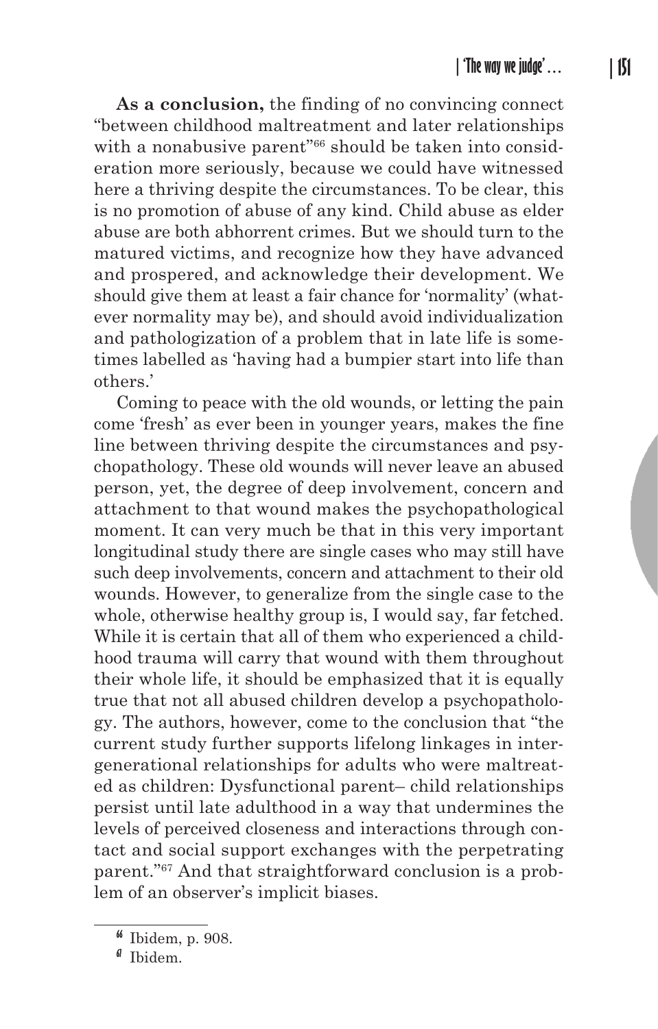**As a conclusion,** the finding of no convincing connect "between childhood maltreatment and later relationships with a nonabusive parent"[66] should be taken into consideration more seriously, because we could have witnessed here a thriving despite the circumstances. To be clear, this is no promotion of abuse of any kind. Child abuse as elder abuse are both abhorrent crimes. But we should turn to the matured victims, and recognize how they have advanced and prospered, and acknowledge their development. We should give them at least a fair chance for 'normality' (whatever normality may be), and should avoid individualization and pathologization of a problem that in late life is sometimes labelled as 'having had a bumpier start into life than others.'

Coming to peace with the old wounds, or letting the pain come 'fresh' as ever been in younger years, makes the fine line between thriving despite the circumstances and psychopathology. These old wounds will never leave an abused person, yet, the degree of deep involvement, concern and attachment to that wound makes the psychopathological moment. It can very much be that in this very important longitudinal study there are single cases who may still have such deep involvements, concern and attachment to their old wounds. However, to generalize from the single case to the whole, otherwise healthy group is, I would say, far fetched. While it is certain that all of them who experienced a childhood trauma will carry that wound with them throughout their whole life, it should be emphasized that it is equally true that not all abused children develop a psychopathology. The authors, however, come to the conclusion that "the current study further supports lifelong linkages in intergenerational relationships for adults who were maltreated as children: Dysfunctional parent– child relationships persist until late adulthood in a way that undermines the levels of perceived closeness and interactions through contact and social support exchanges with the perpetrating parent."[67] And that straightforward conclusion is a problem of an observer's implicit biases.

---

[66] Ibidem, p. 908.

[67] Ibidem.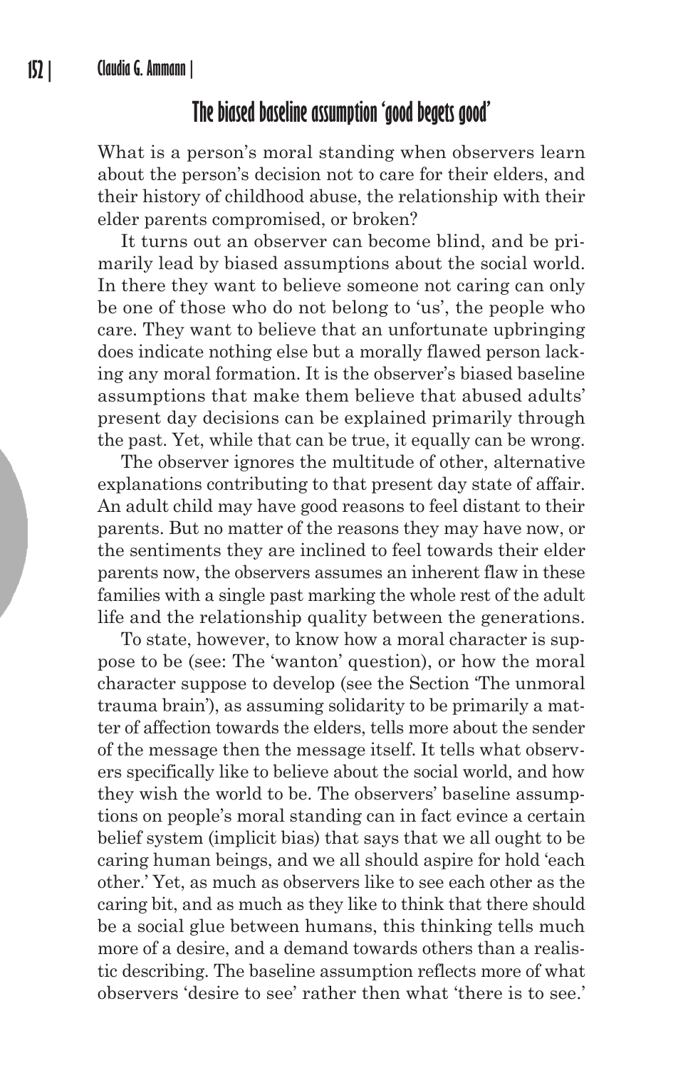## The biased baseline assumption 'good begets good'

What is a person's moral standing when observers learn about the person's decision not to care for their elders, and their history of childhood abuse, the relationship with their elder parents compromised, or broken?

It turns out an observer can become blind, and be primarily lead by biased assumptions about the social world. In there they want to believe someone not caring can only be one of those who do not belong to 'us', the people who care. They want to believe that an unfortunate upbringing does indicate nothing else but a morally flawed person lacking any moral formation. It is the observer's biased baseline assumptions that make them believe that abused adults' present day decisions can be explained primarily through the past. Yet, while that can be true, it equally can be wrong.

The observer ignores the multitude of other, alternative explanations contributing to that present day state of affair. An adult child may have good reasons to feel distant to their parents. But no matter of the reasons they may have now, or the sentiments they are inclined to feel towards their elder parents now, the observers assumes an inherent flaw in these families with a single past marking the whole rest of the adult life and the relationship quality between the generations.

To state, however, to know how a moral character is suppose to be (see: The 'wanton' question), or how the moral character suppose to develop (see the Section 'The unmoral trauma brain'), as assuming solidarity to be primarily a matter of affection towards the elders, tells more about the sender of the message then the message itself. It tells what observers specifically like to believe about the social world, and how they wish the world to be. The observers' baseline assumptions on people's moral standing can in fact evince a certain belief system (implicit bias) that says that we all ought to be caring human beings, and we all should aspire for hold 'each other.' Yet, as much as observers like to see each other as the caring bit, and as much as they like to think that there should be a social glue between humans, this thinking tells much more of a desire, and a demand towards others than a realistic describing. The baseline assumption reflects more of what observers 'desire to see' rather then what 'there is to see.'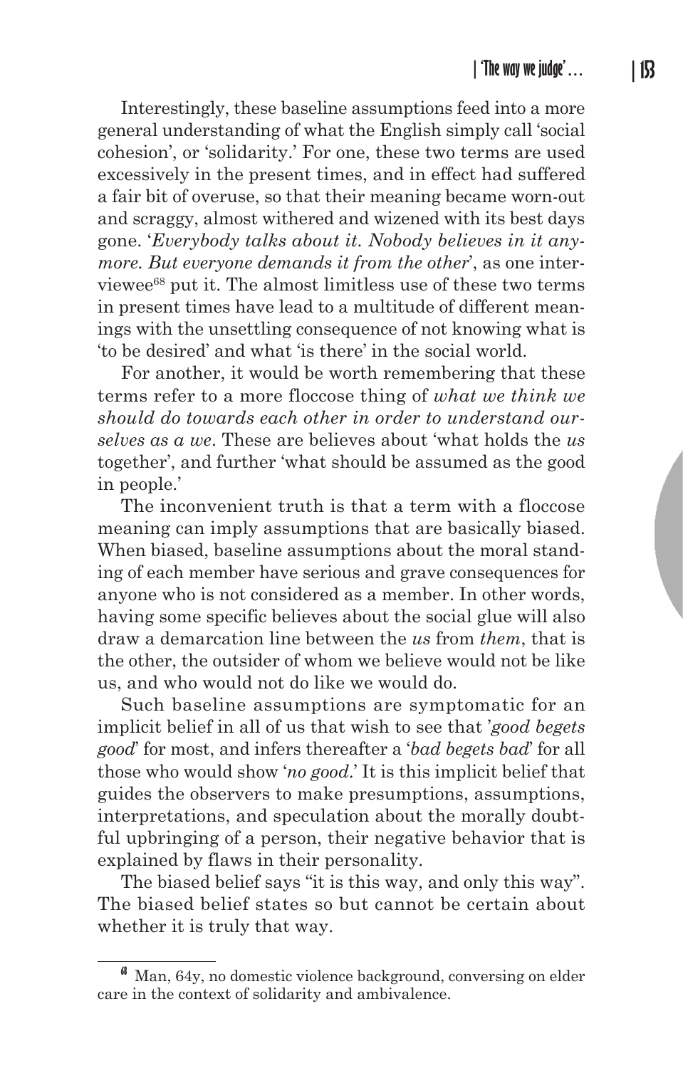Interestingly, these baseline assumptions feed into a more general understanding of what the English simply call 'social cohesion', or 'solidarity.' For one, these two terms are used excessively in the present times, and in effect had suffered a fair bit of overuse, so that their meaning became worn-out and scraggy, almost withered and wizened with its best days gone. '*Everybody talks about it. Nobody believes in it anymore. But everyone demands it from the other*', as one interviewee[68] put it. The almost limitless use of these two terms in present times have lead to a multitude of different meanings with the unsettling consequence of not knowing what is 'to be desired' and what 'is there' in the social world.

For another, it would be worth remembering that these terms refer to a more floccose thing of *what we think we should do towards each other in order to understand ourselves as a we*. These are believes about 'what holds the *us* together', and further 'what should be assumed as the good in people.'

The inconvenient truth is that a term with a floccose meaning can imply assumptions that are basically biased. When biased, baseline assumptions about the moral standing of each member have serious and grave consequences for anyone who is not considered as a member. In other words, having some specific believes about the social glue will also draw a demarcation line between the *us* from *them*, that is the other, the outsider of whom we believe would not be like us, and who would not do like we would do.

Such baseline assumptions are symptomatic for an implicit belief in all of us that wish to see that '*good begets good*' for most, and infers thereafter a '*bad begets bad*' for all those who would show '*no good*.' It is this implicit belief that guides the observers to make presumptions, assumptions, interpretations, and speculation about the morally doubtful upbringing of a person, their negative behavior that is explained by flaws in their personality.

The biased belief says "it is this way, and only this way". The biased belief states so but cannot be certain about whether it is truly that way.

---

[68] Man, 64y, no domestic violence background, conversing on elder care in the context of solidarity and ambivalence.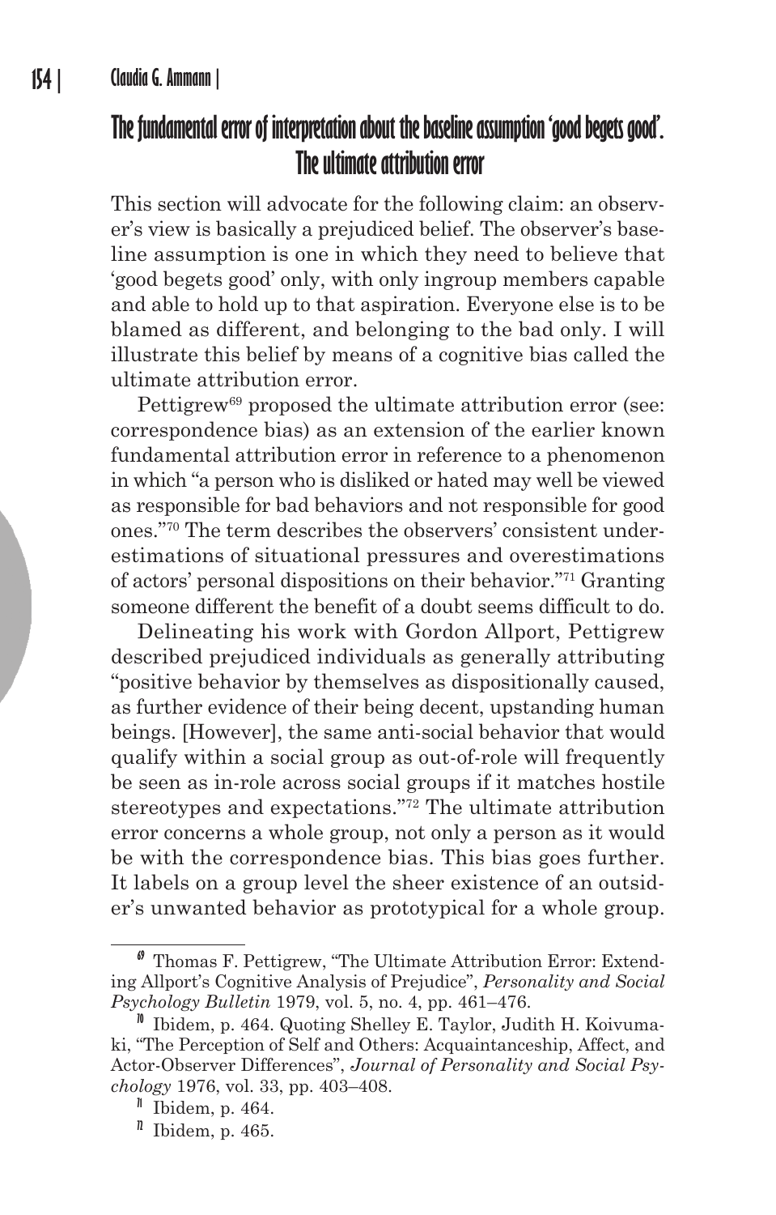## The fundamental error of interpretation about the baseline assumption 'good begets good'. The ultimate attribution error

This section will advocate for the following claim: an observer's view is basically a prejudiced belief. The observer's baseline assumption is one in which they need to believe that 'good begets good' only, with only ingroup members capable and able to hold up to that aspiration. Everyone else is to be blamed as different, and belonging to the bad only. I will illustrate this belief by means of a cognitive bias called the ultimate attribution error.

Pettigrew[69] proposed the ultimate attribution error (see: correspondence bias) as an extension of the earlier known fundamental attribution error in reference to a phenomenon in which "a person who is disliked or hated may well be viewed as responsible for bad behaviors and not responsible for good ones."[70] The term describes the observers' consistent underestimations of situational pressures and overestimations of actors' personal dispositions on their behavior."[71] Granting someone different the benefit of a doubt seems difficult to do.

Delineating his work with Gordon Allport, Pettigrew described prejudiced individuals as generally attributing "positive behavior by themselves as dispositionally caused, as further evidence of their being decent, upstanding human beings. [However], the same anti-social behavior that would qualify within a social group as out-of-role will frequently be seen as in-role across social groups if it matches hostile stereotypes and expectations."[72] The ultimate attribution error concerns a whole group, not only a person as it would be with the correspondence bias. This bias goes further. It labels on a group level the sheer existence of an outsider's unwanted behavior as prototypical for a whole group.

---

[69] Thomas F. Pettigrew, "The Ultimate Attribution Error: Extending Allport's Cognitive Analysis of Prejudice", *Personality and Social Psychology Bulletin* 1979, vol. 5, no. 4, pp. 461–476.

[70] Ibidem, p. 464. Quoting Shelley E. Taylor, Judith H. Koivumaki, "The Perception of Self and Others: Acquaintanceship, Affect, and Actor-Observer Differences", *Journal of Personality and Social Psychology* 1976, vol. 33, pp. 403–408.

[71] Ibidem, p. 464.

[72] Ibidem, p. 465.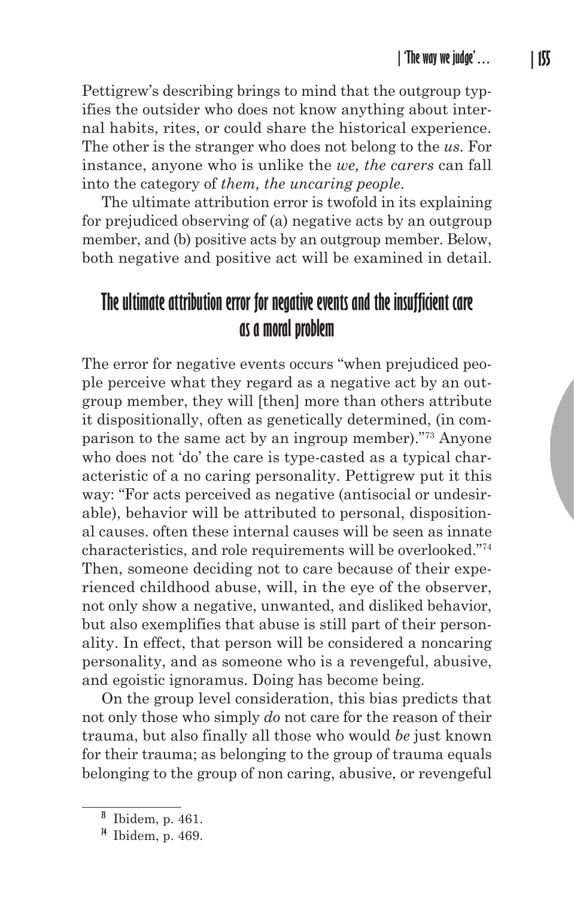Pettigrew's describing brings to mind that the outgroup typifies the outsider who does not know anything about internal habits, rites, or could share the historical experience. The other is the stranger who does not belong to the *us*. For instance, anyone who is unlike the *we, the carers* can fall into the category of *them, the uncaring people*.

The ultimate attribution error is twofold in its explaining for prejudiced observing of (a) negative acts by an outgroup member, and (b) positive acts by an outgroup member. Below, both negative and positive act will be examined in detail.

## The ultimate attribution error for negative events and the insufficient care as a moral problem

The error for negative events occurs "when prejudiced people perceive what they regard as a negative act by an outgroup member, they will [then] more than others attribute it dispositionally, often as genetically determined, (in comparison to the same act by an ingroup member)."[73] Anyone who does not 'do' the care is type-casted as a typical characteristic of a no caring personality. Pettigrew put it this way: "For acts perceived as negative (antisocial or undesirable), behavior will be attributed to personal, dispositional causes. often these internal causes will be seen as innate characteristics, and role requirements will be overlooked."[74] Then, someone deciding not to care because of their experienced childhood abuse, will, in the eye of the observer, not only show a negative, unwanted, and disliked behavior, but also exemplifies that abuse is still part of their personality. In effect, that person will be considered a noncaring personality, and as someone who is a revengeful, abusive, and egoistic ignoramus. Doing has become being.

On the group level consideration, this bias predicts that not only those who simply *do* not care for the reason of their trauma, but also finally all those who would *be* just known for their trauma; as belonging to the group of trauma equals belonging to the group of non caring, abusive, or revengeful

[73] Ibidem, p. 461.

[74] Ibidem, p. 469.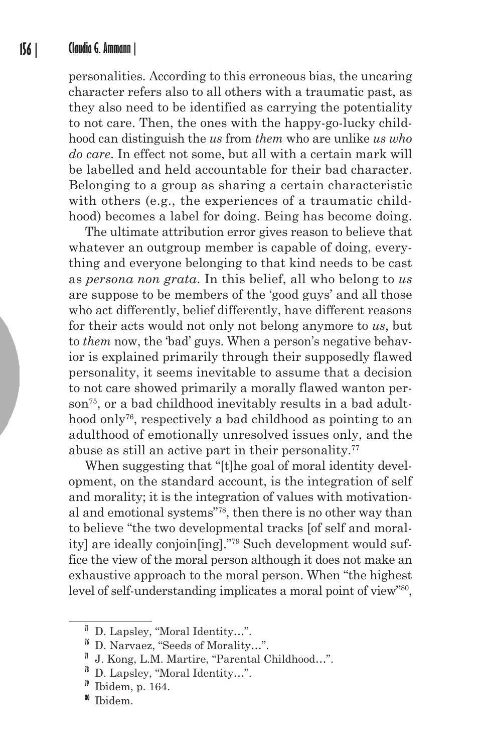personalities. According to this erroneous bias, the uncaring character refers also to all others with a traumatic past, as they also need to be identified as carrying the potentiality to not care. Then, the ones with the happy-go-lucky childhood can distinguish the *us* from *them* who are unlike *us who do care*. In effect not some, but all with a certain mark will be labelled and held accountable for their bad character. Belonging to a group as sharing a certain characteristic with others (e.g., the experiences of a traumatic childhood) becomes a label for doing. Being has become doing.

The ultimate attribution error gives reason to believe that whatever an outgroup member is capable of doing, everything and everyone belonging to that kind needs to be cast as *persona non grata*. In this belief, all who belong to *us* are suppose to be members of the 'good guys' and all those who act differently, belief differently, have different reasons for their acts would not only not belong anymore to *us*, but to *them* now, the 'bad' guys. When a person's negative behavior is explained primarily through their supposedly flawed personality, it seems inevitable to assume that a decision to not care showed primarily a morally flawed wanton person[75], or a bad childhood inevitably results in a bad adulthood only[76], respectively a bad childhood as pointing to an adulthood of emotionally unresolved issues only, and the abuse as still an active part in their personality.[77]

When suggesting that "[t]he goal of moral identity development, on the standard account, is the integration of self and morality; it is the integration of values with motivational and emotional systems"[78], then there is no other way than to believe "the two developmental tracks [of self and morality] are ideally conjoin[ing]."[79] Such development would suffice the view of the moral person although it does not make an exhaustive approach to the moral person. When "the highest level of self-understanding implicates a moral point of view"[80],

---

[75] D. Lapsley, "Moral Identity…".

[76] D. Narvaez, "Seeds of Morality…".

[77] J. Kong, L.M. Martire, "Parental Childhood…".

[78] D. Lapsley, "Moral Identity…".

[79] Ibidem, p. 164.

[80] Ibidem.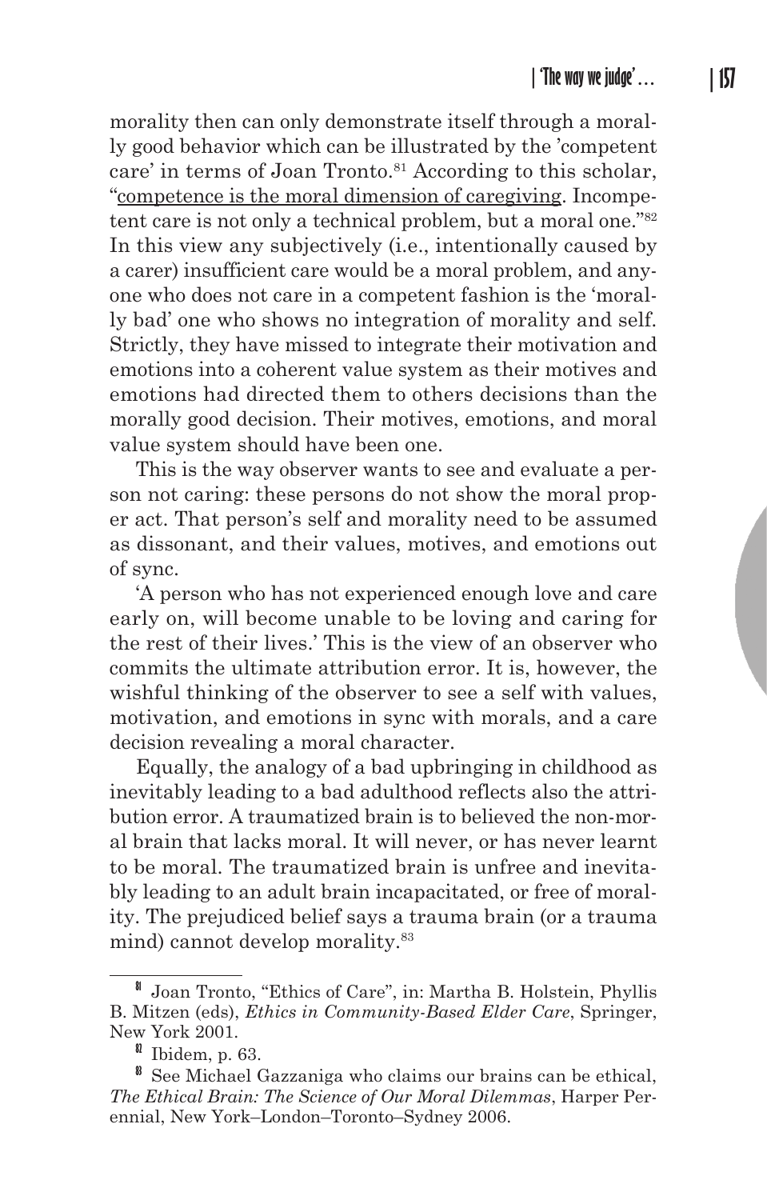morality then can only demonstrate itself through a morally good behavior which can be illustrated by the 'competent care' in terms of Joan Tronto.[81] According to this scholar, "<u>competence is the moral dimension of caregiving</u>. Incompetent care is not only a technical problem, but a moral one."[82] In this view any subjectively (i.e., intentionally caused by a carer) insufficient care would be a moral problem, and anyone who does not care in a competent fashion is the 'morally bad' one who shows no integration of morality and self. Strictly, they have missed to integrate their motivation and emotions into a coherent value system as their motives and emotions had directed them to others decisions than the morally good decision. Their motives, emotions, and moral value system should have been one.

This is the way observer wants to see and evaluate a person not caring: these persons do not show the moral proper act. That person's self and morality need to be assumed as dissonant, and their values, motives, and emotions out of sync.

'A person who has not experienced enough love and care early on, will become unable to be loving and caring for the rest of their lives.' This is the view of an observer who commits the ultimate attribution error. It is, however, the wishful thinking of the observer to see a self with values, motivation, and emotions in sync with morals, and a care decision revealing a moral character.

Equally, the analogy of a bad upbringing in childhood as inevitably leading to a bad adulthood reflects also the attribution error. A traumatized brain is to believed the non-moral brain that lacks moral. It will never, or has never learnt to be moral. The traumatized brain is unfree and inevitably leading to an adult brain incapacitated, or free of morality. The prejudiced belief says a trauma brain (or a trauma mind) cannot develop morality.[83]

---

[81] Joan Tronto, "Ethics of Care", in: Martha B. Holstein, Phyllis B. Mitzen (eds), *Ethics in Community-Based Elder Care*, Springer, New York 2001.

[82] Ibidem, p. 63.

[83] See Michael Gazzaniga who claims our brains can be ethical, *The Ethical Brain: The Science of Our Moral Dilemmas*, Harper Perennial, New York–London–Toronto–Sydney 2006.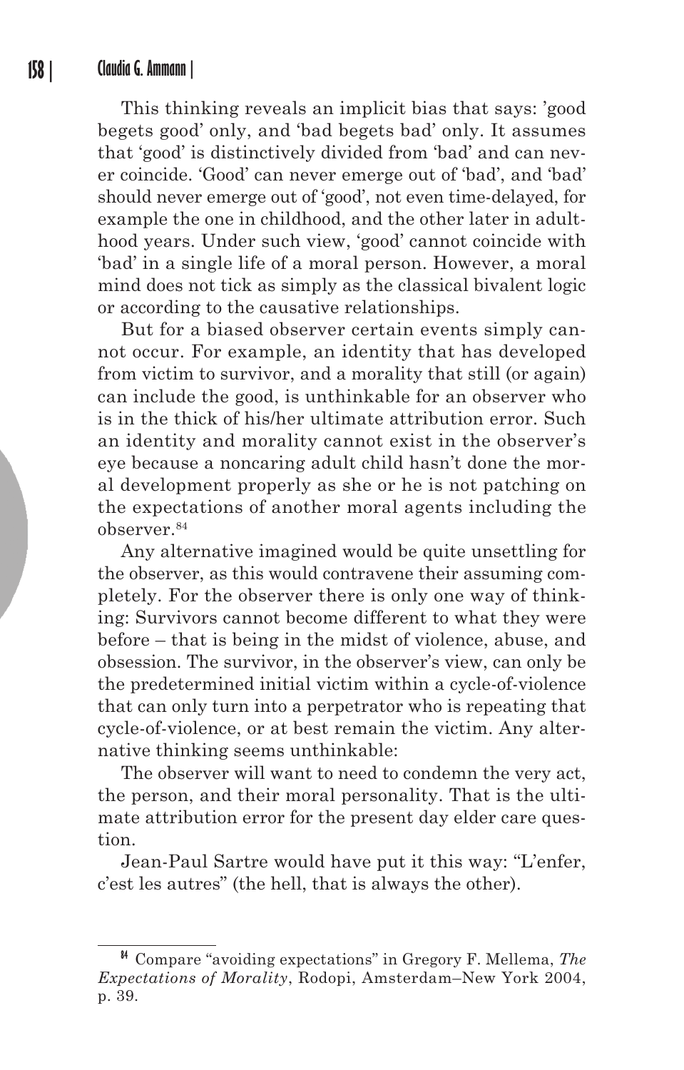This thinking reveals an implicit bias that says: 'good begets good' only, and 'bad begets bad' only. It assumes that 'good' is distinctively divided from 'bad' and can never coincide. 'Good' can never emerge out of 'bad', and 'bad' should never emerge out of 'good', not even time-delayed, for example the one in childhood, and the other later in adulthood years. Under such view, 'good' cannot coincide with 'bad' in a single life of a moral person. However, a moral mind does not tick as simply as the classical bivalent logic or according to the causative relationships.

But for a biased observer certain events simply cannot occur. For example, an identity that has developed from victim to survivor, and a morality that still (or again) can include the good, is unthinkable for an observer who is in the thick of his/her ultimate attribution error. Such an identity and morality cannot exist in the observer's eye because a noncaring adult child hasn't done the moral development properly as she or he is not patching on the expectations of another moral agents including the observer.[84]

Any alternative imagined would be quite unsettling for the observer, as this would contravene their assuming completely. For the observer there is only one way of thinking: Survivors cannot become different to what they were before – that is being in the midst of violence, abuse, and obsession. The survivor, in the observer's view, can only be the predetermined initial victim within a cycle-of-violence that can only turn into a perpetrator who is repeating that cycle-of-violence, or at best remain the victim. Any alternative thinking seems unthinkable:

The observer will want to need to condemn the very act, the person, and their moral personality. That is the ultimate attribution error for the present day elder care question.

Jean-Paul Sartre would have put it this way: "L'enfer, c'est les autres" (the hell, that is always the other).

---

[84] Compare "avoiding expectations" in Gregory F. Mellema, *The Expectations of Morality*, Rodopi, Amsterdam–New York 2004, p. 39.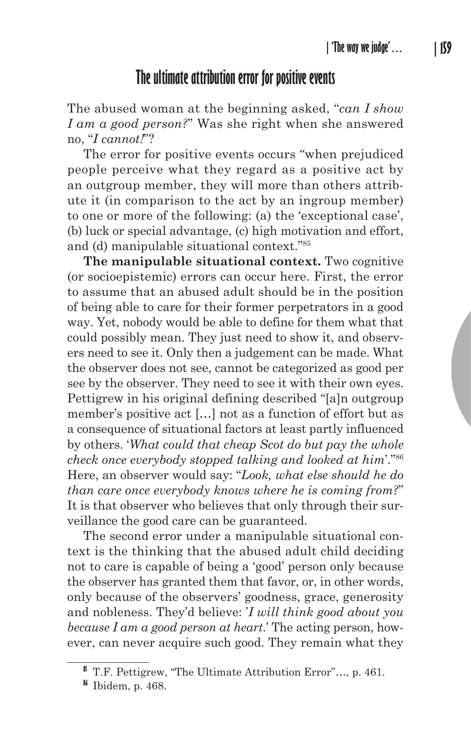## The ultimate attribution error for positive events

The abused woman at the beginning asked, "*can I show I am a good person?*" Was she right when she answered no, "*I cannot!*"?

The error for positive events occurs "when prejudiced people perceive what they regard as a positive act by an outgroup member, they will more than others attribute it (in comparison to the act by an ingroup member) to one or more of the following: (a) the 'exceptional case', (b) luck or special advantage, (c) high motivation and effort, and (d) manipulable situational context."[85]

**The manipulable situational context.** Two cognitive (or socioepistemic) errors can occur here. First, the error to assume that an abused adult should be in the position of being able to care for their former perpetrators in a good way. Yet, nobody would be able to define for them what that could possibly mean. They just need to show it, and observers need to see it. Only then a judgement can be made. What the observer does not see, cannot be categorized as good per see by the observer. They need to see it with their own eyes. Pettigrew in his original defining described "[a]n outgroup member's positive act […] not as a function of effort but as a consequence of situational factors at least partly influenced by others. '*What could that cheap Scot do but pay the whole check once everybody stopped talking and looked at him*'."[86] Here, an observer would say: "*Look, what else should he do than care once everybody knows where he is coming from?*" It is that observer who believes that only through their surveillance the good care can be guaranteed.

The second error under a manipulable situational context is the thinking that the abused adult child deciding not to care is capable of being a 'good' person only because the observer has granted them that favor, or, in other words, only because of the observers' goodness, grace, generosity and nobleness. They'd believe: '*I will think good about you because I am a good person at heart.*' The acting person, however, can never acquire such good. They remain what they

---

[85] T.F. Pettigrew, "The Ultimate Attribution Error"…, p. 461.

[86] Ibidem, p. 468.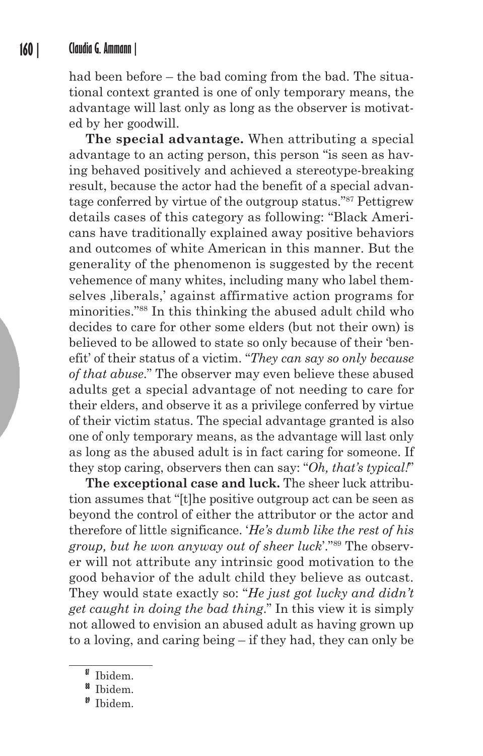had been before – the bad coming from the bad. The situational context granted is one of only temporary means, the advantage will last only as long as the observer is motivated by her goodwill.

**The special advantage.** When attributing a special advantage to an acting person, this person "is seen as having behaved positively and achieved a stereotype-breaking result, because the actor had the benefit of a special advantage conferred by virtue of the outgroup status."[87] Pettigrew details cases of this category as following: "Black Americans have traditionally explained away positive behaviors and outcomes of white American in this manner. But the generality of the phenomenon is suggested by the recent vehemence of many whites, including many who label themselves ‚liberals,' against affirmative action programs for minorities."[88] In this thinking the abused adult child who decides to care for other some elders (but not their own) is believed to be allowed to state so only because of their 'benefit' of their status of a victim. "*They can say so only because of that abuse*." The observer may even believe these abused adults get a special advantage of not needing to care for their elders, and observe it as a privilege conferred by virtue of their victim status. The special advantage granted is also one of only temporary means, as the advantage will last only as long as the abused adult is in fact caring for someone. If they stop caring, observers then can say: "*Oh, that's typical!*"

**The exceptional case and luck.** The sheer luck attribution assumes that "[t]he positive outgroup act can be seen as beyond the control of either the attributor or the actor and therefore of little significance. '*He's dumb like the rest of his group, but he won anyway out of sheer luck*'."[89] The observer will not attribute any intrinsic good motivation to the good behavior of the adult child they believe as outcast. They would state exactly so: "*He just got lucky and didn't get caught in doing the bad thing*." In this view it is simply not allowed to envision an abused adult as having grown up to a loving, and caring being – if they had, they can only be

[87] Ibidem.

[88] Ibidem.

[89] Ibidem.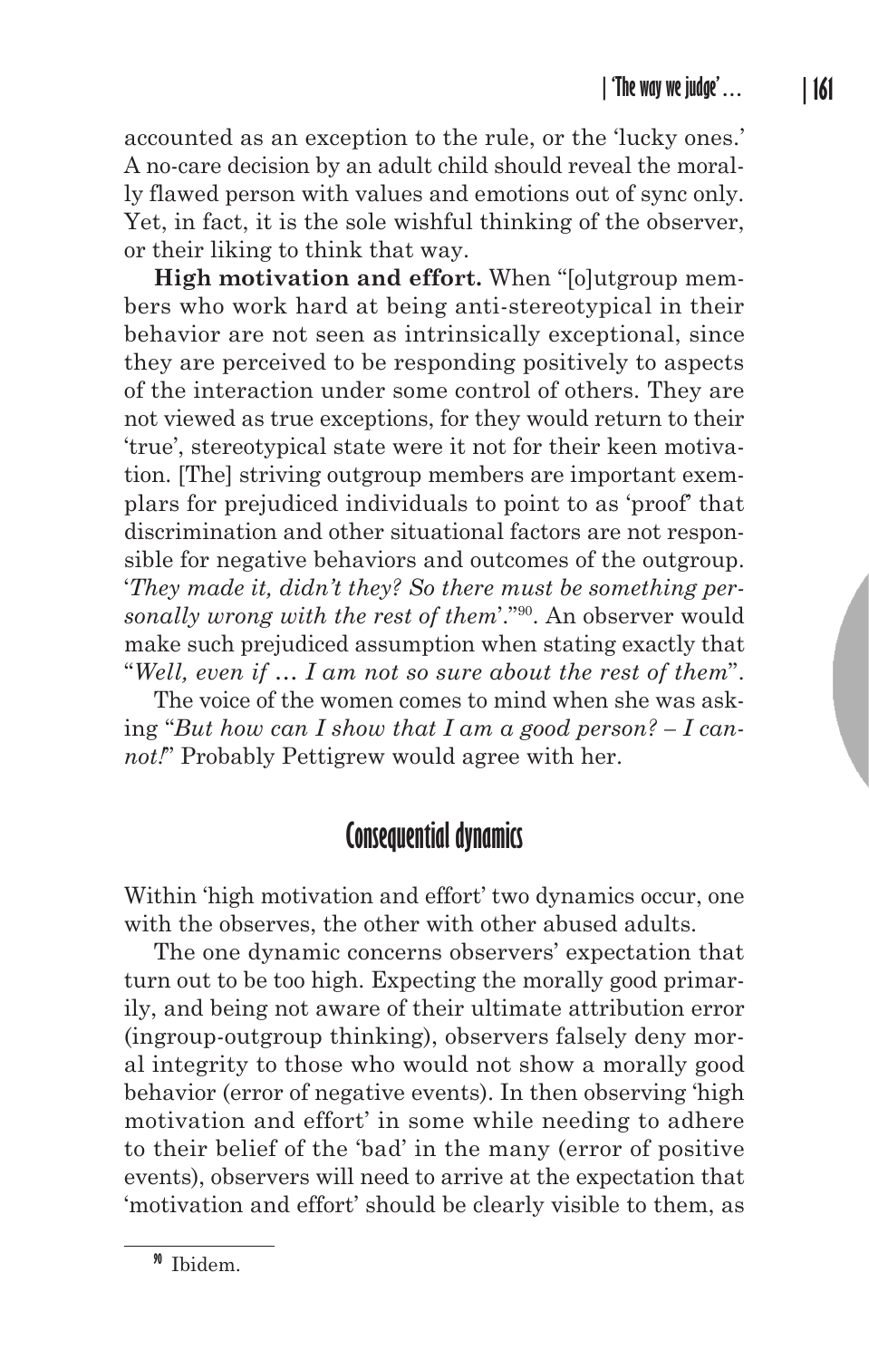accounted as an exception to the rule, or the 'lucky ones.' A no-care decision by an adult child should reveal the morally flawed person with values and emotions out of sync only. Yet, in fact, it is the sole wishful thinking of the observer, or their liking to think that way.

**High motivation and effort.** When "[o]utgroup members who work hard at being anti-stereotypical in their behavior are not seen as intrinsically exceptional, since they are perceived to be responding positively to aspects of the interaction under some control of others. They are not viewed as true exceptions, for they would return to their 'true', stereotypical state were it not for their keen motivation. [The] striving outgroup members are important exemplars for prejudiced individuals to point to as 'proof' that discrimination and other situational factors are not responsible for negative behaviors and outcomes of the outgroup. '*They made it, didn't they? So there must be something personally wrong with the rest of them*'."[90]. An observer would make such prejudiced assumption when stating exactly that "*Well, even if … I am not so sure about the rest of them*".

The voice of the women comes to mind when she was asking "*But how can I show that I am a good person? – I cannot!*" Probably Pettigrew would agree with her.

## Consequential dynamics

Within 'high motivation and effort' two dynamics occur, one with the observes, the other with other abused adults.

The one dynamic concerns observers' expectation that turn out to be too high. Expecting the morally good primarily, and being not aware of their ultimate attribution error (ingroup-outgroup thinking), observers falsely deny moral integrity to those who would not show a morally good behavior (error of negative events). In then observing 'high motivation and effort' in some while needing to adhere to their belief of the 'bad' in the many (error of positive events), observers will need to arrive at the expectation that 'motivation and effort' should be clearly visible to them, as

---

[90] Ibidem.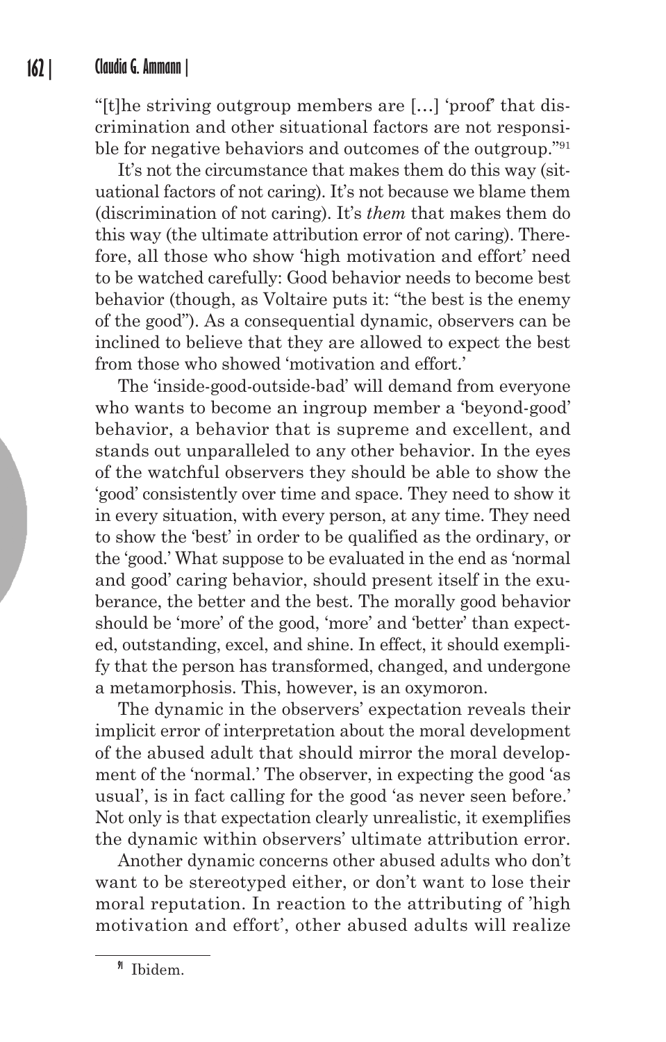"[t]he striving outgroup members are […] 'proof' that discrimination and other situational factors are not responsible for negative behaviors and outcomes of the outgroup."[91]

It's not the circumstance that makes them do this way (situational factors of not caring). It's not because we blame them (discrimination of not caring). It's *them* that makes them do this way (the ultimate attribution error of not caring). Therefore, all those who show 'high motivation and effort' need to be watched carefully: Good behavior needs to become best behavior (though, as Voltaire puts it: "the best is the enemy of the good"). As a consequential dynamic, observers can be inclined to believe that they are allowed to expect the best from those who showed 'motivation and effort.'

The 'inside-good-outside-bad' will demand from everyone who wants to become an ingroup member a 'beyond-good' behavior, a behavior that is supreme and excellent, and stands out unparalleled to any other behavior. In the eyes of the watchful observers they should be able to show the 'good' consistently over time and space. They need to show it in every situation, with every person, at any time. They need to show the 'best' in order to be qualified as the ordinary, or the 'good.' What suppose to be evaluated in the end as 'normal and good' caring behavior, should present itself in the exuberance, the better and the best. The morally good behavior should be 'more' of the good, 'more' and 'better' than expected, outstanding, excel, and shine. In effect, it should exemplify that the person has transformed, changed, and undergone a metamorphosis. This, however, is an oxymoron.

The dynamic in the observers' expectation reveals their implicit error of interpretation about the moral development of the abused adult that should mirror the moral development of the 'normal.' The observer, in expecting the good 'as usual', is in fact calling for the good 'as never seen before.' Not only is that expectation clearly unrealistic, it exemplifies the dynamic within observers' ultimate attribution error.

Another dynamic concerns other abused adults who don't want to be stereotyped either, or don't want to lose their moral reputation. In reaction to the attributing of 'high motivation and effort', other abused adults will realize

---

[91] Ibidem.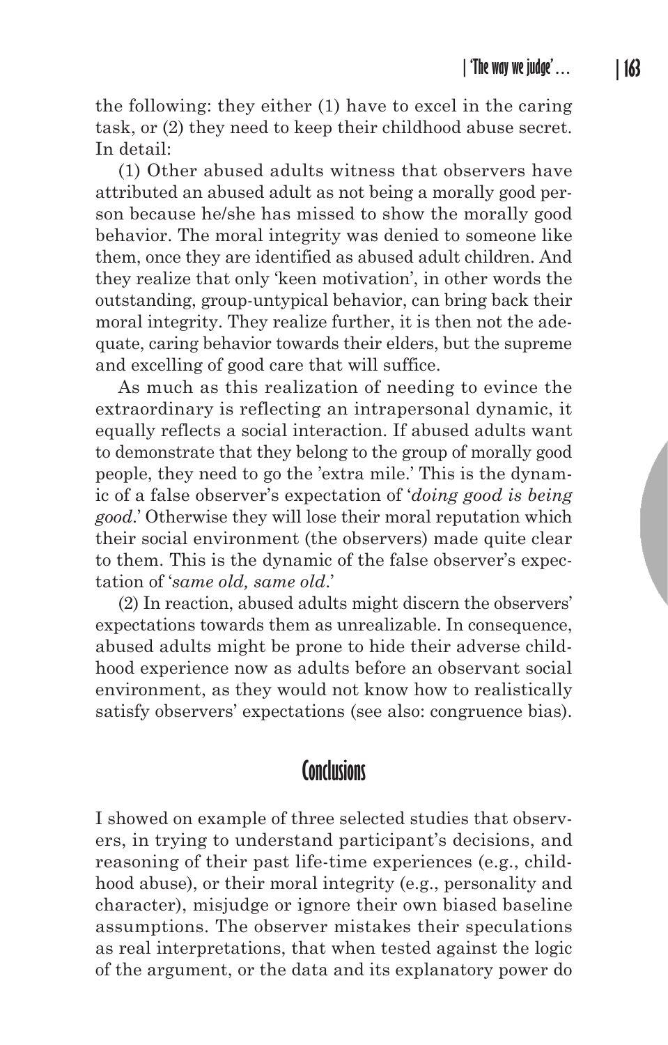the following: they either (1) have to excel in the caring task, or (2) they need to keep their childhood abuse secret. In detail:

(1) Other abused adults witness that observers have attributed an abused adult as not being a morally good person because he/she has missed to show the morally good behavior. The moral integrity was denied to someone like them, once they are identified as abused adult children. And they realize that only 'keen motivation', in other words the outstanding, group-untypical behavior, can bring back their moral integrity. They realize further, it is then not the adequate, caring behavior towards their elders, but the supreme and excelling of good care that will suffice.

As much as this realization of needing to evince the extraordinary is reflecting an intrapersonal dynamic, it equally reflects a social interaction. If abused adults want to demonstrate that they belong to the group of morally good people, they need to go the 'extra mile.' This is the dynamic of a false observer's expectation of '*doing good is being good*.' Otherwise they will lose their moral reputation which their social environment (the observers) made quite clear to them. This is the dynamic of the false observer's expectation of '*same old, same old*.'

(2) In reaction, abused adults might discern the observers' expectations towards them as unrealizable. In consequence, abused adults might be prone to hide their adverse childhood experience now as adults before an observant social environment, as they would not know how to realistically satisfy observers' expectations (see also: congruence bias).

## Conclusions

I showed on example of three selected studies that observers, in trying to understand participant's decisions, and reasoning of their past life-time experiences (e.g., childhood abuse), or their moral integrity (e.g., personality and character), misjudge or ignore their own biased baseline assumptions. The observer mistakes their speculations as real interpretations, that when tested against the logic of the argument, or the data and its explanatory power do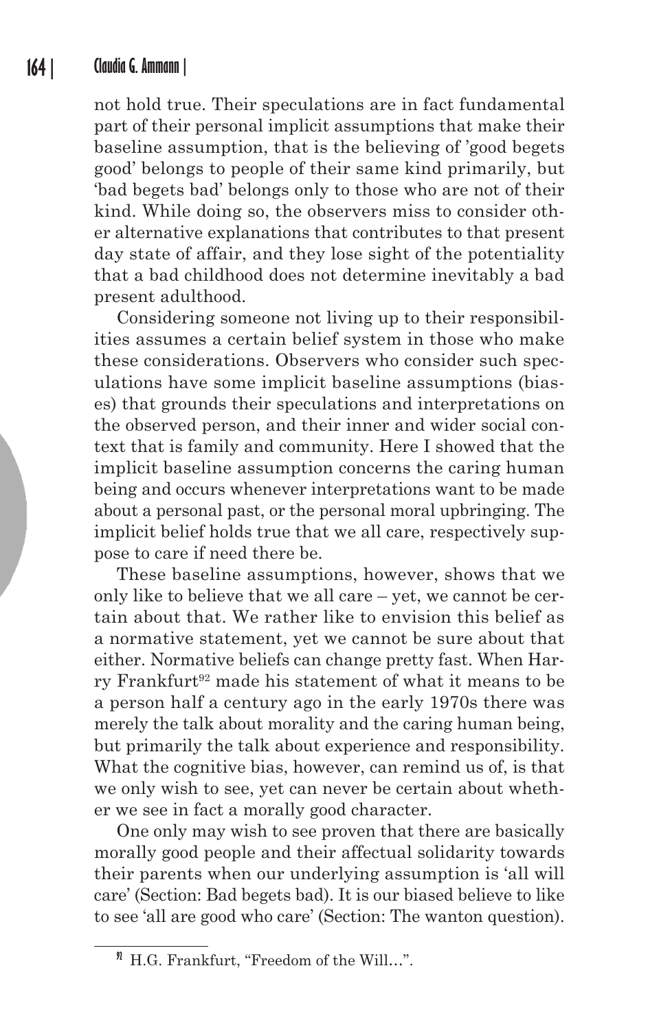not hold true. Their speculations are in fact fundamental part of their personal implicit assumptions that make their baseline assumption, that is the believing of 'good begets good' belongs to people of their same kind primarily, but 'bad begets bad' belongs only to those who are not of their kind. While doing so, the observers miss to consider other alternative explanations that contributes to that present day state of affair, and they lose sight of the potentiality that a bad childhood does not determine inevitably a bad present adulthood.

Considering someone not living up to their responsibilities assumes a certain belief system in those who make these considerations. Observers who consider such speculations have some implicit baseline assumptions (biases) that grounds their speculations and interpretations on the observed person, and their inner and wider social context that is family and community. Here I showed that the implicit baseline assumption concerns the caring human being and occurs whenever interpretations want to be made about a personal past, or the personal moral upbringing. The implicit belief holds true that we all care, respectively suppose to care if need there be.

These baseline assumptions, however, shows that we only like to believe that we all care – yet, we cannot be certain about that. We rather like to envision this belief as a normative statement, yet we cannot be sure about that either. Normative beliefs can change pretty fast. When Harry Frankfurt[92] made his statement of what it means to be a person half a century ago in the early 1970s there was merely the talk about morality and the caring human being, but primarily the talk about experience and responsibility. What the cognitive bias, however, can remind us of, is that we only wish to see, yet can never be certain about whether we see in fact a morally good character.

One only may wish to see proven that there are basically morally good people and their affectual solidarity towards their parents when our underlying assumption is 'all will care' (Section: Bad begets bad). It is our biased believe to like to see 'all are good who care' (Section: The wanton question).

---

[92] H.G. Frankfurt, "Freedom of the Will…".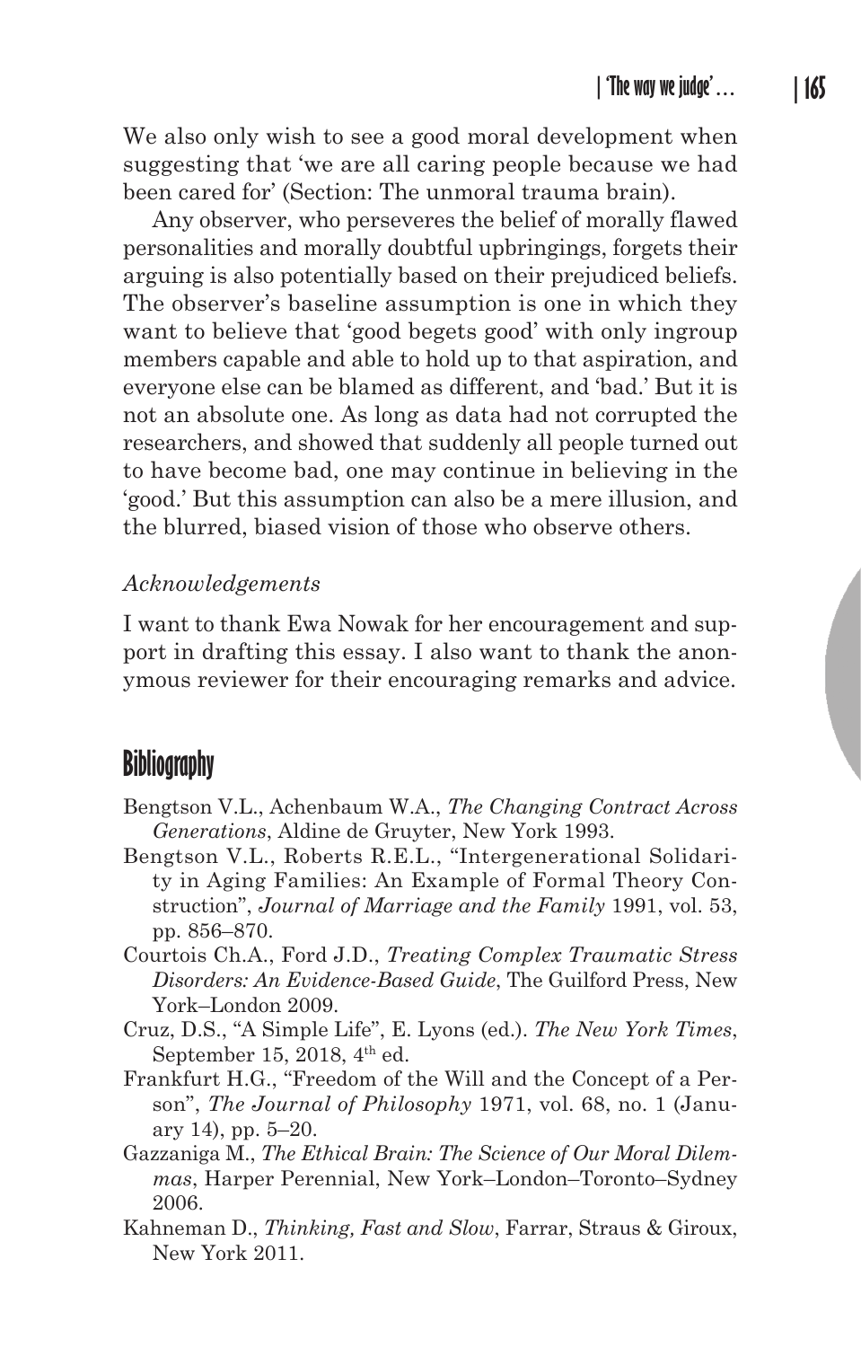We also only wish to see a good moral development when suggesting that 'we are all caring people because we had been cared for' (Section: The unmoral trauma brain).

Any observer, who perseveres the belief of morally flawed personalities and morally doubtful upbringings, forgets their arguing is also potentially based on their prejudiced beliefs. The observer's baseline assumption is one in which they want to believe that 'good begets good' with only ingroup members capable and able to hold up to that aspiration, and everyone else can be blamed as different, and 'bad.' But it is not an absolute one. As long as data had not corrupted the researchers, and showed that suddenly all people turned out to have become bad, one may continue in believing in the 'good.' But this assumption can also be a mere illusion, and the blurred, biased vision of those who observe others.

*Acknowledgements*

I want to thank Ewa Nowak for her encouragement and support in drafting this essay. I also want to thank the anonymous reviewer for their encouraging remarks and advice.

## Bibliography

- Bengtson V.L., Achenbaum W.A., *The Changing Contract Across Generations*, Aldine de Gruyter, New York 1993.
- Bengtson V.L., Roberts R.E.L., "Intergenerational Solidarity in Aging Families: An Example of Formal Theory Construction", *Journal of Marriage and the Family* 1991, vol. 53, pp. 856–870.
- Courtois Ch.A., Ford J.D., *Treating Complex Traumatic Stress Disorders: An Evidence-Based Guide*, The Guilford Press, New York–London 2009.
- Cruz, D.S., "A Simple Life", E. Lyons (ed.). *The New York Times*, September 15, 2018, 4th ed.
- Frankfurt H.G., "Freedom of the Will and the Concept of a Person", *The Journal of Philosophy* 1971, vol. 68, no. 1 (January 14), pp. 5–20.
- Gazzaniga M., *The Ethical Brain: The Science of Our Moral Dilemmas*, Harper Perennial, New York–London–Toronto–Sydney 2006.
- Kahneman D., *Thinking, Fast and Slow*, Farrar, Straus & Giroux, New York 2011.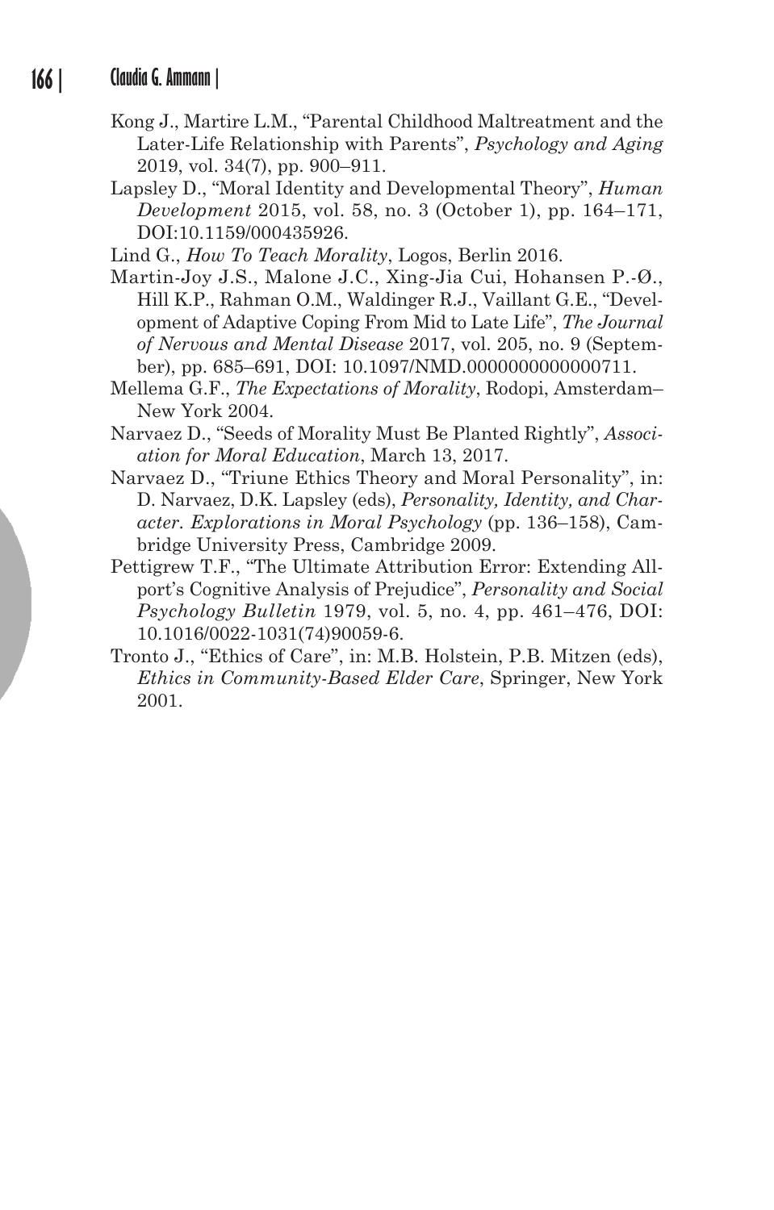Kong J., Martire L.M., "Parental Childhood Maltreatment and the Later-Life Relationship with Parents", *Psychology and Aging* 2019, vol. 34(7), pp. 900–911.

Lapsley D., "Moral Identity and Developmental Theory", *Human Development* 2015, vol. 58, no. 3 (October 1), pp. 164–171, DOI:10.1159/000435926.

Lind G., *How To Teach Morality*, Logos, Berlin 2016.

Martin-Joy J.S., Malone J.C., Xing-Jia Cui, Hohansen P.-Ø., Hill K.P., Rahman O.M., Waldinger R.J., Vaillant G.E., "Development of Adaptive Coping From Mid to Late Life", *The Journal of Nervous and Mental Disease* 2017, vol. 205, no. 9 (September), pp. 685–691, DOI: 10.1097/NMD.0000000000000711.

Mellema G.F., *The Expectations of Morality*, Rodopi, Amsterdam–New York 2004.

Narvaez D., "Seeds of Morality Must Be Planted Rightly", *Association for Moral Education*, March 13, 2017.

Narvaez D., "Triune Ethics Theory and Moral Personality", in: D. Narvaez, D.K. Lapsley (eds), *Personality, Identity, and Character. Explorations in Moral Psychology* (pp. 136–158), Cambridge University Press, Cambridge 2009.

Pettigrew T.F., "The Ultimate Attribution Error: Extending Allport's Cognitive Analysis of Prejudice", *Personality and Social Psychology Bulletin* 1979, vol. 5, no. 4, pp. 461–476, DOI: 10.1016/0022-1031(74)90059-6.

Tronto J., "Ethics of Care", in: M.B. Holstein, P.B. Mitzen (eds), *Ethics in Community-Based Elder Care*, Springer, New York 2001.